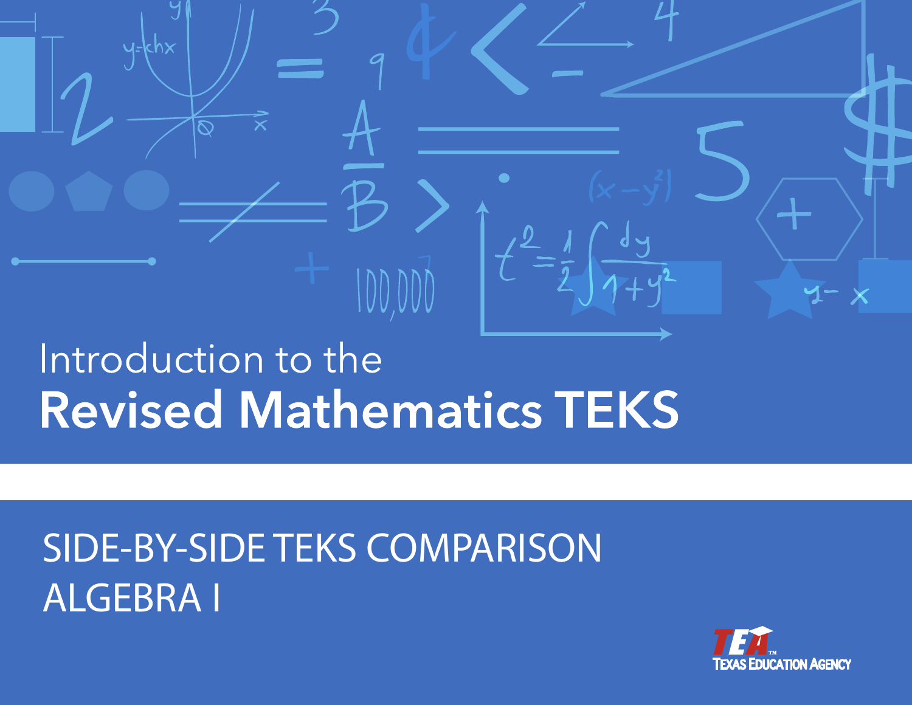Introduction to the

# Revised Mathematics TEKS

## SIDE-BY-SIDE TEKS COMPARISON
## ALGEBRA I

TEA Texas Education Agency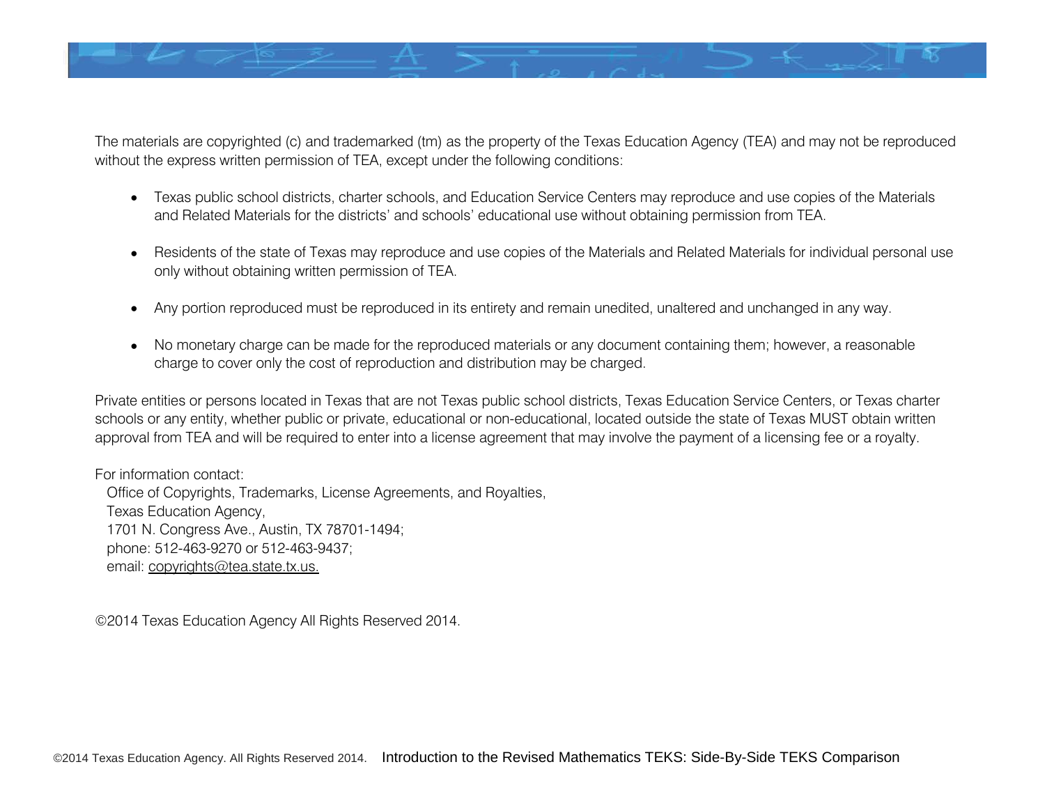The materials are copyrighted (c) and trademarked (tm) as the property of the Texas Education Agency (TEA) and may not be reproduced without the express written permission of TEA, except under the following conditions:

- Texas public school districts, charter schools, and Education Service Centers may reproduce and use copies of the Materials and Related Materials for the districts' and schools' educational use without obtaining permission from TEA.
- Residents of the state of Texas may reproduce and use copies of the Materials and Related Materials for individual personal use only without obtaining written permission of TEA.
- Any portion reproduced must be reproduced in its entirety and remain unedited, unaltered and unchanged in any way.
- No monetary charge can be made for the reproduced materials or any document containing them; however, a reasonable charge to cover only the cost of reproduction and distribution may be charged.

Private entities or persons located in Texas that are not Texas public school districts, Texas Education Service Centers, or Texas charter schools or any entity, whether public or private, educational or non-educational, located outside the state of Texas MUST obtain written approval from TEA and will be required to enter into a license agreement that may involve the payment of a licensing fee or a royalty.

For information contact:
Office of Copyrights, Trademarks, License Agreements, and Royalties,
Texas Education Agency,
1701 N. Congress Ave., Austin, TX 78701-1494;
phone: 512-463-9270 or 512-463-9437;
email: copyrights@tea.state.tx.us.

©2014 Texas Education Agency All Rights Reserved 2014.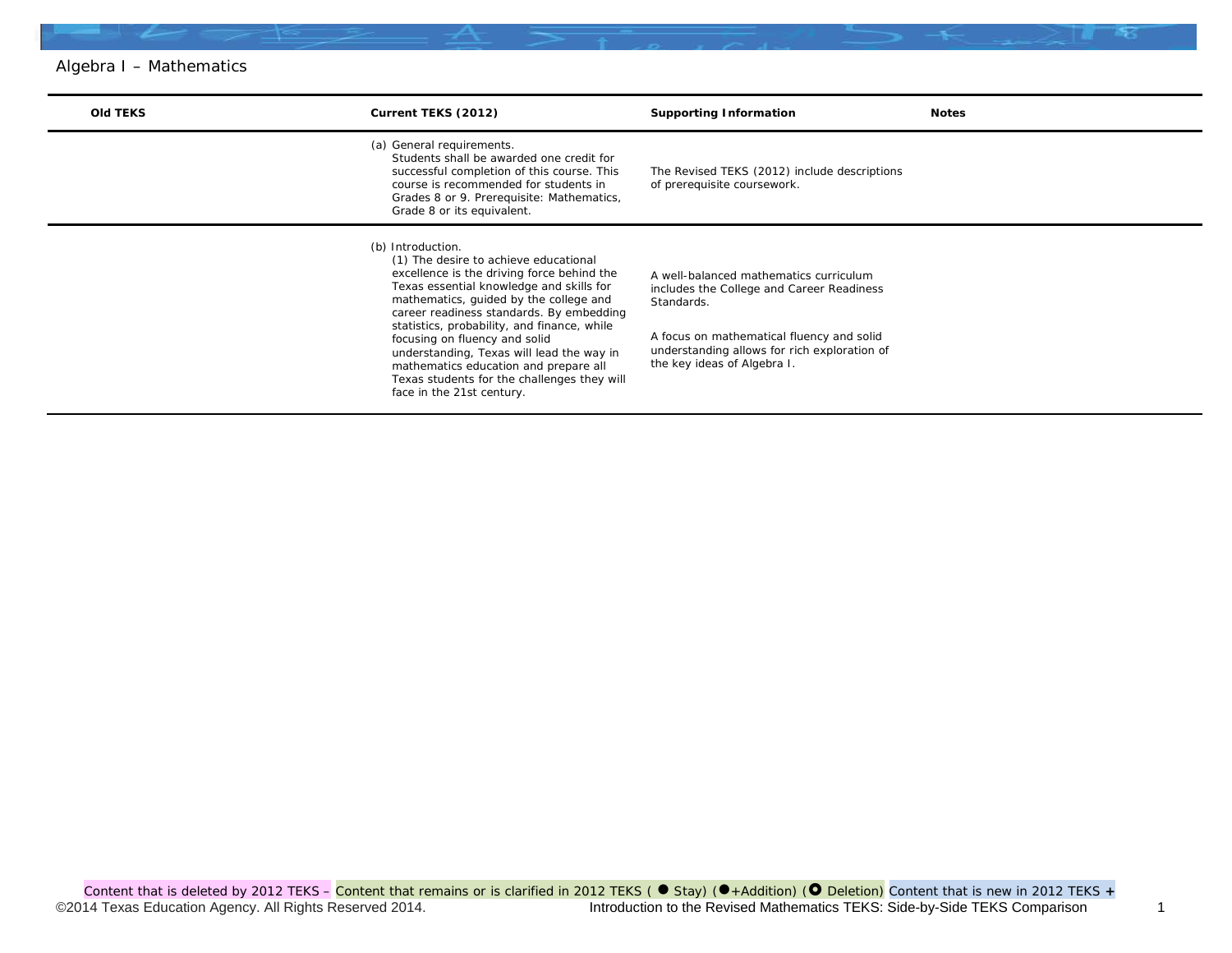Algebra I – Mathematics

| Old TEKS | Current TEKS (2012) | Supporting Information | Notes |
|---|---|---|---|
| | (a) General requirements. Students shall be awarded one credit for successful completion of this course. This course is recommended for students in Grades 8 or 9. Prerequisite: Mathematics, Grade 8 or its equivalent. | The Revised TEKS (2012) include descriptions of prerequisite coursework. | |
| | (b) Introduction. (1) The desire to achieve educational excellence is the driving force behind the Texas essential knowledge and skills for mathematics, guided by the college and career readiness standards. By embedding statistics, probability, and finance, while focusing on fluency and solid understanding, Texas will lead the way in mathematics education and prepare all Texas students for the challenges they will face in the 21st century. | A well-balanced mathematics curriculum includes the College and Career Readiness Standards.<br><br>A focus on mathematical fluency and solid understanding allows for rich exploration of the key ideas of Algebra I. | |

Content that is deleted by 2012 TEKS – Content that remains or is clarified in 2012 TEKS ( ● Stay) (●+Addition) (○ Deletion) Content that is new in 2012 TEKS +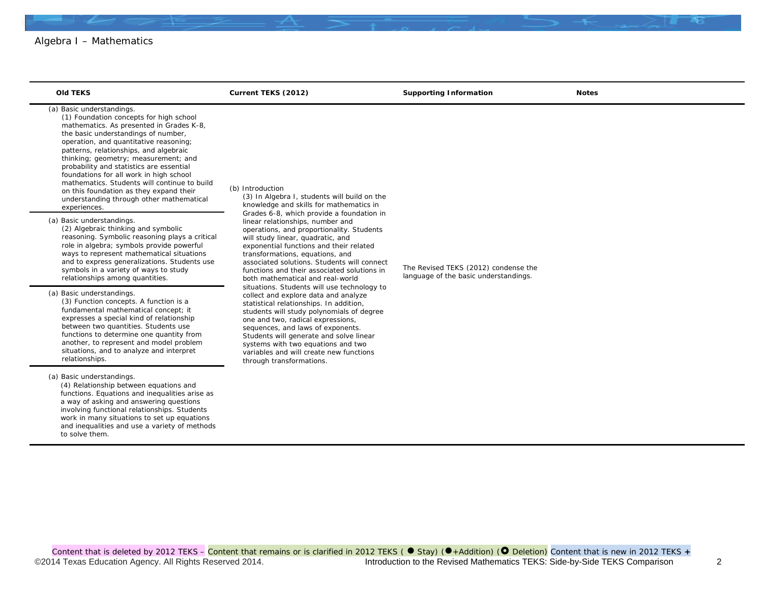Algebra I – Mathematics

| Old TEKS | Current TEKS (2012) | Supporting Information | Notes |
|---|---|---|---|
| (a) Basic understandings. (1) Foundation concepts for high school mathematics. As presented in Grades K-8, the basic understandings of number, operation, and quantitative reasoning; patterns, relationships, and algebraic thinking; geometry; measurement; and probability and statistics are essential foundations for all work in high school mathematics. Students will continue to build on this foundation as they expand their understanding through other mathematical experiences. | (b) Introduction (3) In Algebra I, students will build on the knowledge and skills for mathematics in Grades 6-8, which provide a foundation in linear relationships, number and operations, and proportionality. Students will study linear, quadratic, and exponential functions and their related transformations, equations, and associated solutions. Students will connect functions and their associated solutions in both mathematical and real-world situations. Students will use technology to collect and explore data and analyze statistical relationships. In addition, students will study polynomials of degree one and two, radical expressions, sequences, and laws of exponents. Students will generate and solve linear systems with two equations and two variables and will create new functions through transformations. | The Revised TEKS (2012) condense the language of the basic understandings. | |
| (a) Basic understandings. (2) Algebraic thinking and symbolic reasoning. Symbolic reasoning plays a critical role in algebra; symbols provide powerful ways to represent mathematical situations and to express generalizations. Students use symbols in a variety of ways to study relationships among quantities. | | | |
| (a) Basic understandings. (3) Function concepts. A function is a fundamental mathematical concept; it expresses a special kind of relationship between two quantities. Students use functions to determine one quantity from another, to represent and model problem situations, and to analyze and interpret relationships. | | | |
| (a) Basic understandings. (4) Relationship between equations and functions. Equations and inequalities arise as a way of asking and answering questions involving functional relationships. Students work in many situations to set up equations and inequalities and use a variety of methods to solve them. | | | |

Content that is deleted by 2012 TEKS – Content that remains or is clarified in 2012 TEKS ( ● Stay) (●+Addition) (○ Deletion) Content that is new in 2012 TEKS +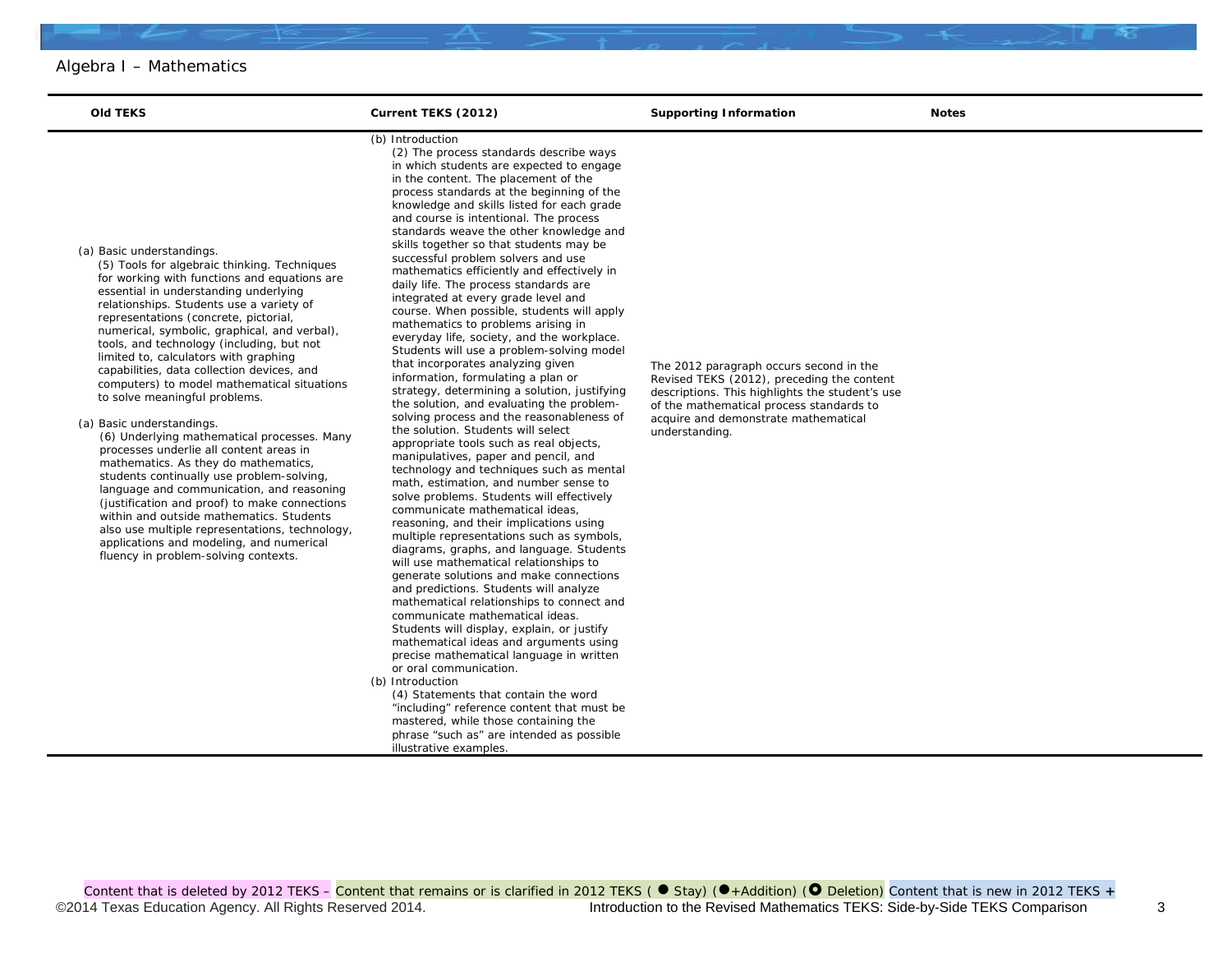# Algebra I – Mathematics

| Old TEKS | Current TEKS (2012) | Supporting Information | Notes |
|---|---|---|---|
| (a) Basic understandings. (5) Tools for algebraic thinking. Techniques for working with functions and equations are essential in understanding underlying relationships. Students use a variety of representations (concrete, pictorial, numerical, symbolic, graphical, and verbal), tools, and technology (including, but not limited to, calculators with graphing capabilities, data collection devices, and computers) to model mathematical situations to solve meaningful problems.<br><br>(a) Basic understandings. (6) Underlying mathematical processes. Many processes underlie all content areas in mathematics. As they do mathematics, students continually use problem-solving, language and communication, and reasoning (justification and proof) to make connections within and outside mathematics. Students also use multiple representations, technology, applications and modeling, and numerical fluency in problem-solving contexts. | (b) Introduction (2) The process standards describe ways in which students are expected to engage in the content. The placement of the process standards at the beginning of the knowledge and skills listed for each grade and course is intentional. The process standards weave the other knowledge and skills together so that students may be successful problem solvers and use mathematics efficiently and effectively in daily life. The process standards are integrated at every grade level and course. When possible, students will apply mathematics to problems arising in everyday life, society, and the workplace. Students will use a problem-solving model that incorporates analyzing given information, formulating a plan or strategy, determining a solution, justifying the solution, and evaluating the problem-solving process and the reasonableness of the solution. Students will select appropriate tools such as real objects, manipulatives, paper and pencil, and technology and techniques such as mental math, estimation, and number sense to solve problems. Students will effectively communicate mathematical ideas, reasoning, and their implications using multiple representations such as symbols, diagrams, graphs, and language. Students will use mathematical relationships to generate solutions and make connections and predictions. Students will analyze mathematical relationships to connect and communicate mathematical ideas. Students will display, explain, or justify mathematical ideas and arguments using precise mathematical language in written or oral communication.<br><br>(b) Introduction (4) Statements that contain the word "including" reference content that must be mastered, while those containing the phrase "such as" are intended as possible illustrative examples. | The 2012 paragraph occurs second in the Revised TEKS (2012), preceding the content descriptions. This highlights the student's use of the mathematical process standards to acquire and demonstrate mathematical understanding. | |

Content that is deleted by 2012 TEKS – Content that remains or is clarified in 2012 TEKS ( ● Stay) (●+Addition) (◘ Deletion) Content that is new in 2012 TEKS +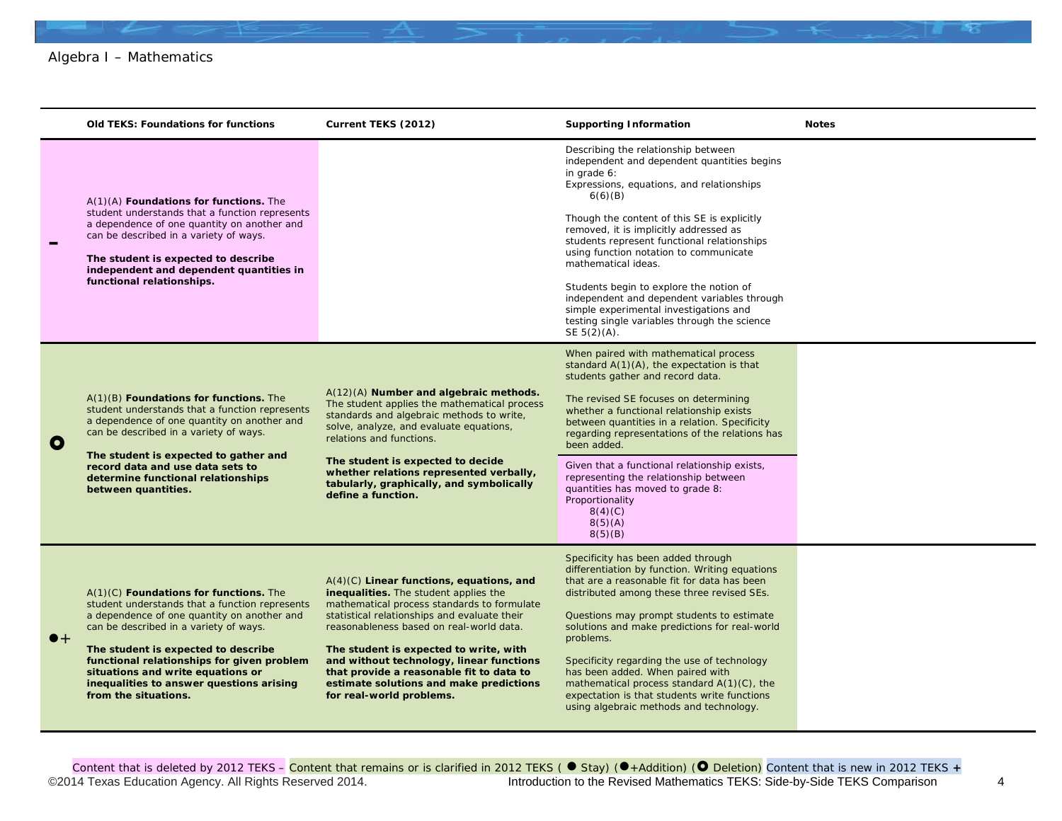Algebra I – Mathematics

| | Old TEKS: Foundations for functions | Current TEKS (2012) | Supporting Information | Notes |
|---|---|---|---|---|
| – | A(1)(A) **Foundations for functions.** The student understands that a function represents a dependence of one quantity on another and can be described in a variety of ways.<br><br>**The student is expected to describe independent and dependent quantities in functional relationships.** | | Describing the relationship between independent and dependent quantities begins in grade 6:<br>Expressions, equations, and relationships<br>6(6)(B)<br><br>Though the content of this SE is explicitly removed, it is implicitly addressed as students represent functional relationships using function notation to communicate mathematical ideas.<br><br>Students begin to explore the notion of independent and dependent variables through simple experimental investigations and testing single variables through the science SE 5(2)(A). | |
| ○ | A(1)(B) **Foundations for functions.** The student understands that a function represents a dependence of one quantity on another and can be described in a variety of ways.<br><br>**The student is expected to gather and record data and use data sets to determine functional relationships between quantities.** | A(12)(A) **Number and algebraic methods.** The student applies the mathematical process standards and algebraic methods to write, solve, analyze, and evaluate equations, relations and functions.<br><br>**The student is expected to decide whether relations represented verbally, tabularly, graphically, and symbolically define a function.** | When paired with mathematical process standard A(1)(A), the expectation is that students gather and record data.<br><br>The revised SE focuses on determining whether a functional relationship exists between quantities in a relation. Specificity regarding representations of the relations has been added.<br><br>Given that a functional relationship exists, representing the relationship between quantities has moved to grade 8:<br>Proportionality<br>8(4)(C)<br>8(5)(A)<br>8(5)(B) | |
| ●+ | A(1)(C) **Foundations for functions.** The student understands that a function represents a dependence of one quantity on another and can be described in a variety of ways.<br><br>**The student is expected to describe functional relationships for given problem situations and write equations or inequalities to answer questions arising from the situations.** | A(4)(C) **Linear functions, equations, and inequalities.** The student applies the mathematical process standards to formulate statistical relationships and evaluate their reasonableness based on real-world data.<br><br>**The student is expected to write, with and without technology, linear functions that provide a reasonable fit to data to estimate solutions and make predictions for real-world problems.** | Specificity has been added through differentiation by function. Writing equations that are a reasonable fit for data has been distributed among these three revised SEs.<br><br>Questions may prompt students to estimate solutions and make predictions for real-world problems.<br><br>Specificity regarding the use of technology has been added. When paired with mathematical process standard A(1)(C), the expectation is that students write functions using algebraic methods and technology. | |

Content that is deleted by 2012 TEKS – Content that remains or is clarified in 2012 TEKS ( ● Stay) (●+Addition) (○ Deletion) Content that is new in 2012 TEKS +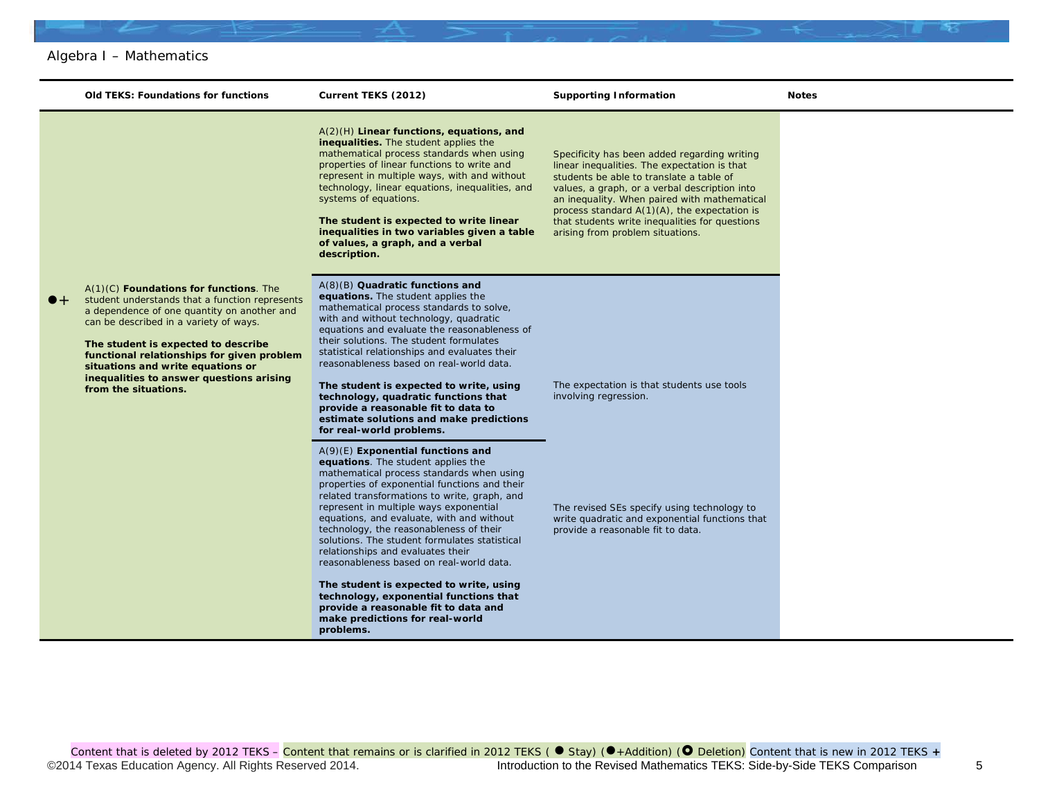Algebra I – Mathematics

| | Old TEKS: Foundations for functions | Current TEKS (2012) | Supporting Information | Notes |
|---|---|---|---|---|
| ●+ | A(1)(C) **Foundations for functions**. The student understands that a function represents a dependence of one quantity on another and can be described in a variety of ways.<br><br>**The student is expected to describe functional relationships for given problem situations and write equations or inequalities to answer questions arising from the situations.** | A(2)(H) **Linear functions, equations, and inequalities.** The student applies the mathematical process standards when using properties of linear functions to write and represent in multiple ways, with and without technology, linear equations, inequalities, and systems of equations.<br><br>**The student is expected to write linear inequalities in two variables given a table of values, a graph, and a verbal description.** | Specificity has been added regarding writing linear inequalities. The expectation is that students be able to translate a table of values, a graph, or a verbal description into an inequality. When paired with mathematical process standard A(1)(A), the expectation is that students write inequalities for questions arising from problem situations. | |
| | | A(8)(B) **Quadratic functions and equations.** The student applies the mathematical process standards to solve, with and without technology, quadratic equations and evaluate the reasonableness of their solutions. The student formulates statistical relationships and evaluates their reasonableness based on real-world data.<br><br>**The student is expected to write, using technology, quadratic functions that provide a reasonable fit to data to estimate solutions and make predictions for real-world problems.** | The expectation is that students use tools involving regression. | |
| | | A(9)(E) **Exponential functions and equations**. The student applies the mathematical process standards when using properties of exponential functions and their related transformations to write, graph, and represent in multiple ways exponential equations, and evaluate, with and without technology, the reasonableness of their solutions. The student formulates statistical relationships and evaluates their reasonableness based on real-world data.<br><br>**The student is expected to write, using technology, exponential functions that provide a reasonable fit to data and make predictions for real-world problems.** | The revised SEs specify using technology to write quadratic and exponential functions that provide a reasonable fit to data. | |

Content that is deleted by 2012 TEKS – Content that remains or is clarified in 2012 TEKS ( ● Stay) (●+Addition) (○ Deletion) Content that is new in 2012 TEKS +

©2014 Texas Education Agency. All Rights Reserved 2014. Introduction to the Revised Mathematics TEKS: Side-by-Side TEKS Comparison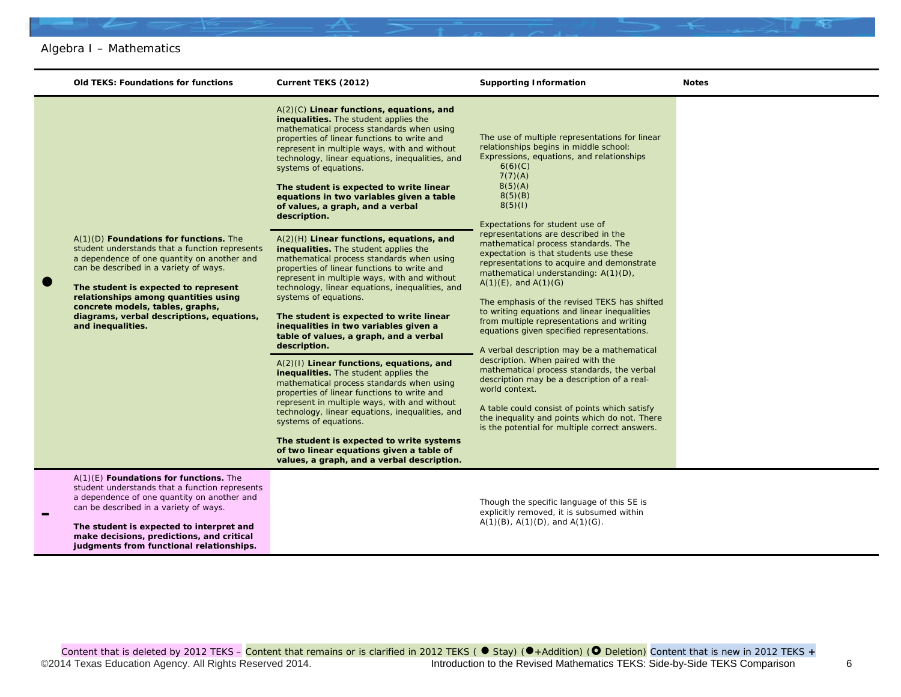Algebra I – Mathematics

| | Old TEKS: Foundations for functions | Current TEKS (2012) | Supporting Information | Notes |
|---|---|---|---|---|
| ● | A(1)(D) **Foundations for functions.** The student understands that a function represents a dependence of one quantity on another and can be described in a variety of ways.<br><br>**The student is expected to represent relationships among quantities using concrete models, tables, graphs, diagrams, verbal descriptions, equations, and inequalities.** | A(2)(C) **Linear functions, equations, and inequalities.** The student applies the mathematical process standards when using properties of linear functions to write and represent in multiple ways, with and without technology, linear equations, inequalities, and systems of equations.<br><br>**The student is expected to write linear equations in two variables given a table of values, a graph, and a verbal description.**<br><br>A(2)(H) **Linear functions, equations, and inequalities.** The student applies the mathematical process standards when using properties of linear functions to write and represent in multiple ways, with and without technology, linear equations, inequalities, and systems of equations.<br><br>**The student is expected to write linear inequalities in two variables given a table of values, a graph, and a verbal description.**<br><br>A(2)(I) **Linear functions, equations, and inequalities.** The student applies the mathematical process standards when using properties of linear functions to write and represent in multiple ways, with and without technology, linear equations, inequalities, and systems of equations.<br><br>**The student is expected to write systems of two linear equations given a table of values, a graph, and a verbal description.** | The use of multiple representations for linear relationships begins in middle school:<br>Expressions, equations, and relationships<br>6(6)(C)<br>7(7)(A)<br>8(5)(A)<br>8(5)(B)<br>8(5)(I)<br><br>Expectations for student use of representations are described in the mathematical process standards. The expectation is that students use these representations to acquire and demonstrate mathematical understanding: A(1)(D), A(1)(E), and A(1)(G)<br><br>The emphasis of the revised TEKS has shifted to writing equations and linear inequalities from multiple representations and writing equations given specified representations.<br><br>A verbal description may be a mathematical description. When paired with the mathematical process standards, the verbal description may be a description of a real-world context.<br><br>A table could consist of points which satisfy the inequality and points which do not. There is the potential for multiple correct answers. | |
| – | A(1)(E) **Foundations for functions.** The student understands that a function represents a dependence of one quantity on another and can be described in a variety of ways.<br><br>**The student is expected to interpret and make decisions, predictions, and critical judgments from functional relationships.** | | Though the specific language of this SE is explicitly removed, it is subsumed within A(1)(B), A(1)(D), and A(1)(G). | |

Content that is deleted by 2012 TEKS – Content that remains or is clarified in 2012 TEKS ( ● Stay) (●+Addition) (○ Deletion) Content that is new in 2012 TEKS +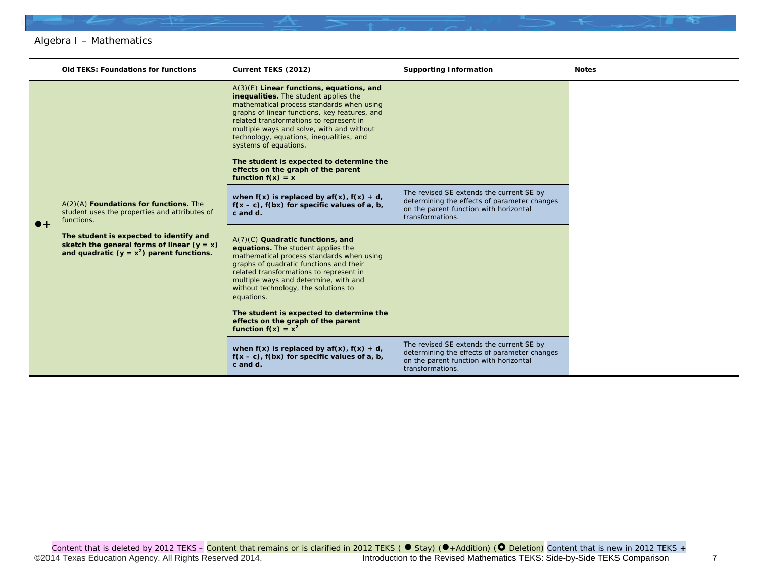Algebra I – Mathematics

| | Old TEKS: Foundations for functions | Current TEKS (2012) | Supporting Information | Notes |
|---|---|---|---|---|
| ●+ | A(2)(A) **Foundations for functions.** The student uses the properties and attributes of functions.<br><br>**The student is expected to identify and sketch the general forms of linear ($y = x$) and quadratic ($y = x^2$) parent functions.** | A(3)(E) **Linear functions, equations, and inequalities.** The student applies the mathematical process standards when using graphs of linear functions, key features, and related transformations to represent in multiple ways and solve, with and without technology, equations, inequalities, and systems of equations.<br><br>**The student is expected to determine the effects on the graph of the parent function $f(x) = x$** | | |
| | | **when $f(x)$ is replaced by $af(x)$, $f(x) + d$, $f(x – c)$, $f(bx)$ for specific values of a, b, c and d.** | The revised SE extends the current SE by determining the effects of parameter changes on the parent function with horizontal transformations. | |
| | | A(7)(C) **Quadratic functions, and equations.** The student applies the mathematical process standards when using graphs of quadratic functions and their related transformations to represent in multiple ways and determine, with and without technology, the solutions to equations.<br><br>**The student is expected to determine the effects on the graph of the parent function $f(x) = x^2$** | | |
| | | **when $f(x)$ is replaced by $af(x)$, $f(x) + d$, $f(x – c)$, $f(bx)$ for specific values of a, b, c and d.** | The revised SE extends the current SE by determining the effects of parameter changes on the parent function with horizontal transformations. | |

Content that is deleted by 2012 TEKS – Content that remains or is clarified in 2012 TEKS ( ● Stay) (●+Addition) (○ Deletion) Content that is new in 2012 TEKS +

©2014 Texas Education Agency. All Rights Reserved 2014. Introduction to the Revised Mathematics TEKS: Side-by-Side TEKS Comparison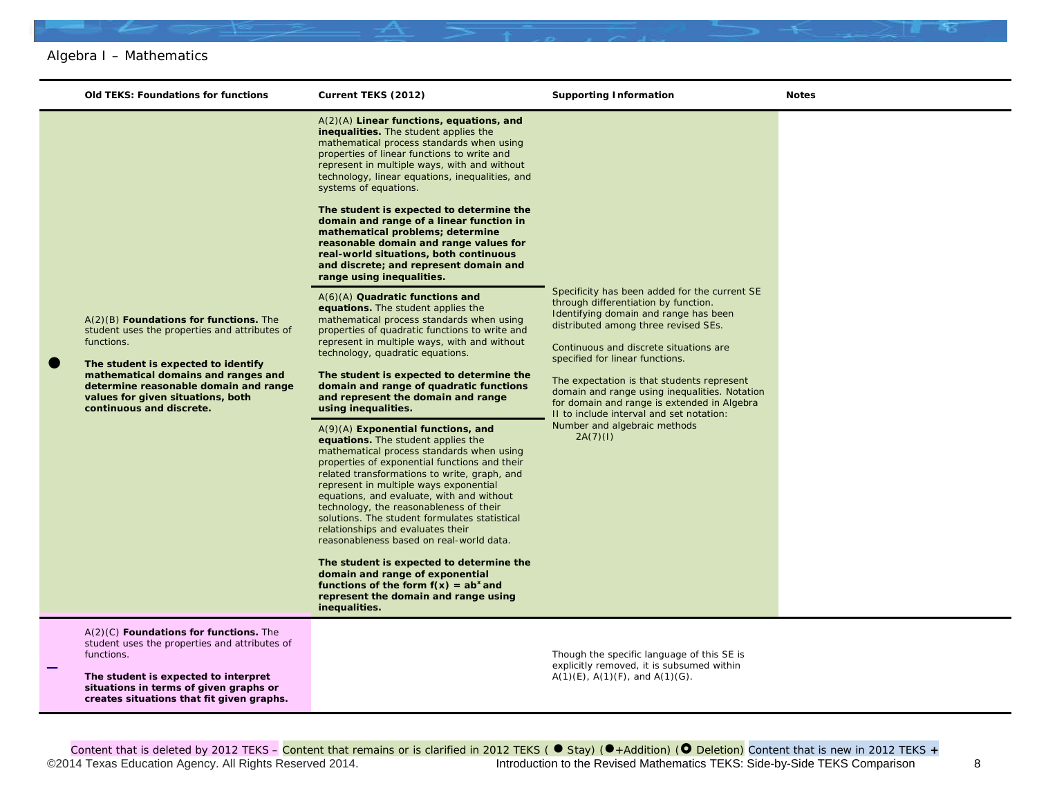## Algebra I – Mathematics

| | Old TEKS: Foundations for functions | Current TEKS (2012) | Supporting Information | Notes |
|---|---|---|---|---|
| ● | A(2)(B) **Foundations for functions.** The student uses the properties and attributes of functions.<br><br>**The student is expected to identify mathematical domains and ranges and determine reasonable domain and range values for given situations, both continuous and discrete.** | A(2)(A) **Linear functions, equations, and inequalities.** The student applies the mathematical process standards when using properties of linear functions to write and represent in multiple ways, with and without technology, linear equations, inequalities, and systems of equations.<br><br>**The student is expected to determine the domain and range of a linear function in mathematical problems; determine reasonable domain and range values for real-world situations, both continuous and discrete; and represent domain and range using inequalities.**<br><br>A(6)(A) **Quadratic functions and equations.** The student applies the mathematical process standards when using properties of quadratic functions to write and represent in multiple ways, with and without technology, quadratic equations.<br><br>**The student is expected to determine the domain and range of quadratic functions and represent the domain and range using inequalities.**<br><br>A(9)(A) **Exponential functions, and equations.** The student applies the mathematical process standards when using properties of exponential functions and their related transformations to write, graph, and represent in multiple ways exponential equations, and evaluate, with and without technology, the reasonableness of their solutions. The student formulates statistical relationships and evaluates their reasonableness based on real-world data.<br><br>**The student is expected to determine the domain and range of exponential functions of the form $f(x) = ab^x$ and represent the domain and range using inequalities.** | Specificity has been added for the current SE through differentiation by function. Identifying domain and range has been distributed among three revised SEs.<br><br>Continuous and discrete situations are specified for linear functions.<br><br>The expectation is that students represent domain and range using inequalities. Notation for domain and range is extended in Algebra II to include interval and set notation:<br>Number and algebraic methods<br>2A(7)(I) | |
| – | A(2)(C) **Foundations for functions.** The student uses the properties and attributes of functions.<br><br>**The student is expected to interpret situations in terms of given graphs or creates situations that fit given graphs.** | | Though the specific language of this SE is explicitly removed, it is subsumed within A(1)(E), A(1)(F), and A(1)(G). | |

Content that is deleted by 2012 TEKS – Content that remains or is clarified in 2012 TEKS ( ● Stay) (●+Addition) (○ Deletion) Content that is new in 2012 TEKS +

©2014 Texas Education Agency. All Rights Reserved 2014. Introduction to the Revised Mathematics TEKS: Side-by-Side TEKS Comparison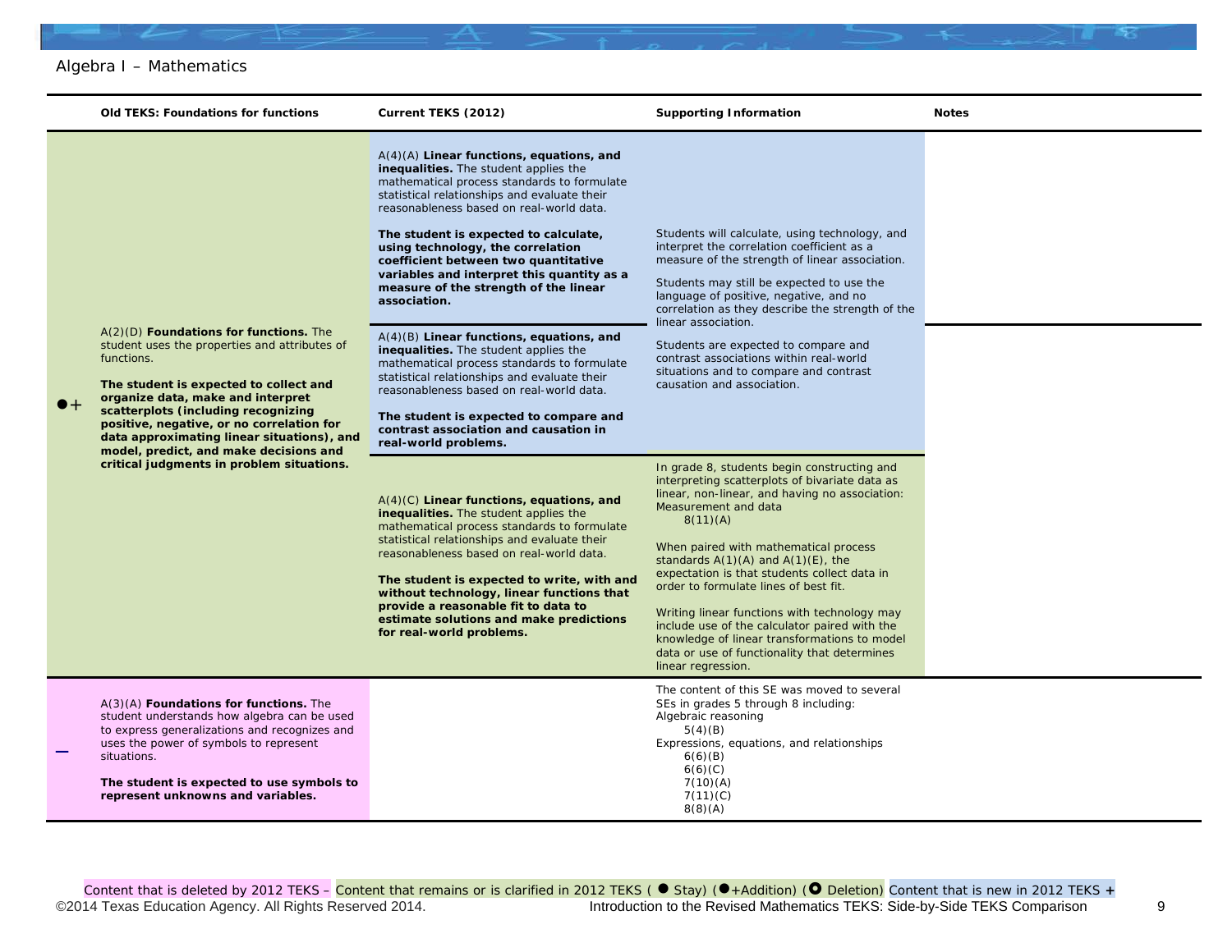Algebra I – Mathematics

| | Old TEKS: Foundations for functions | Current TEKS (2012) | Supporting Information | Notes |
|---|---|---|---|---|
| ●+ | A(2)(D) **Foundations for functions.** The student uses the properties and attributes of functions.<br><br>**The student is expected to collect and organize data, make and interpret scatterplots (including recognizing positive, negative, or no correlation for data approximating linear situations), and model, predict, and make decisions and critical judgments in problem situations.** | A(4)(A) **Linear functions, equations, and inequalities.** The student applies the mathematical process standards to formulate statistical relationships and evaluate their reasonableness based on real-world data.<br><br>**The student is expected to calculate, using technology, the correlation coefficient between two quantitative variables and interpret this quantity as a measure of the strength of the linear association.** | Students will calculate, using technology, and interpret the correlation coefficient as a measure of the strength of linear association.<br><br>Students may still be expected to use the language of positive, negative, and no correlation as they describe the strength of the linear association.<br><br>Students are expected to compare and contrast associations within real-world situations and to compare and contrast causation and association. | |
| | | A(4)(B) **Linear functions, equations, and inequalities.** The student applies the mathematical process standards to formulate statistical relationships and evaluate their reasonableness based on real-world data.<br><br>**The student is expected to compare and contrast association and causation in real-world problems.** | | |
| | | A(4)(C) **Linear functions, equations, and inequalities.** The student applies the mathematical process standards to formulate statistical relationships and evaluate their reasonableness based on real-world data.<br><br>**The student is expected to write, with and without technology, linear functions that provide a reasonable fit to data to estimate solutions and make predictions for real-world problems.** | In grade 8, students begin constructing and interpreting scatterplots of bivariate data as linear, non-linear, and having no association: Measurement and data<br>8(11)(A)<br><br>When paired with mathematical process standards A(1)(A) and A(1)(E), the expectation is that students collect data in order to formulate lines of best fit.<br><br>Writing linear functions with technology may include use of the calculator paired with the knowledge of linear transformations to model data or use of functionality that determines linear regression. | |
| – | A(3)(A) **Foundations for functions.** The student understands how algebra can be used to express generalizations and recognizes and uses the power of symbols to represent situations.<br><br>**The student is expected to use symbols to represent unknowns and variables.** | | The content of this SE was moved to several SEs in grades 5 through 8 including:<br>Algebraic reasoning<br>5(4)(B)<br>Expressions, equations, and relationships<br>6(6)(B)<br>6(6)(C)<br>7(10)(A)<br>7(11)(C)<br>8(8)(A) | |

Content that is deleted by 2012 TEKS – Content that remains or is clarified in 2012 TEKS ( ● Stay) (●+Addition) (○ Deletion) Content that is new in 2012 TEKS +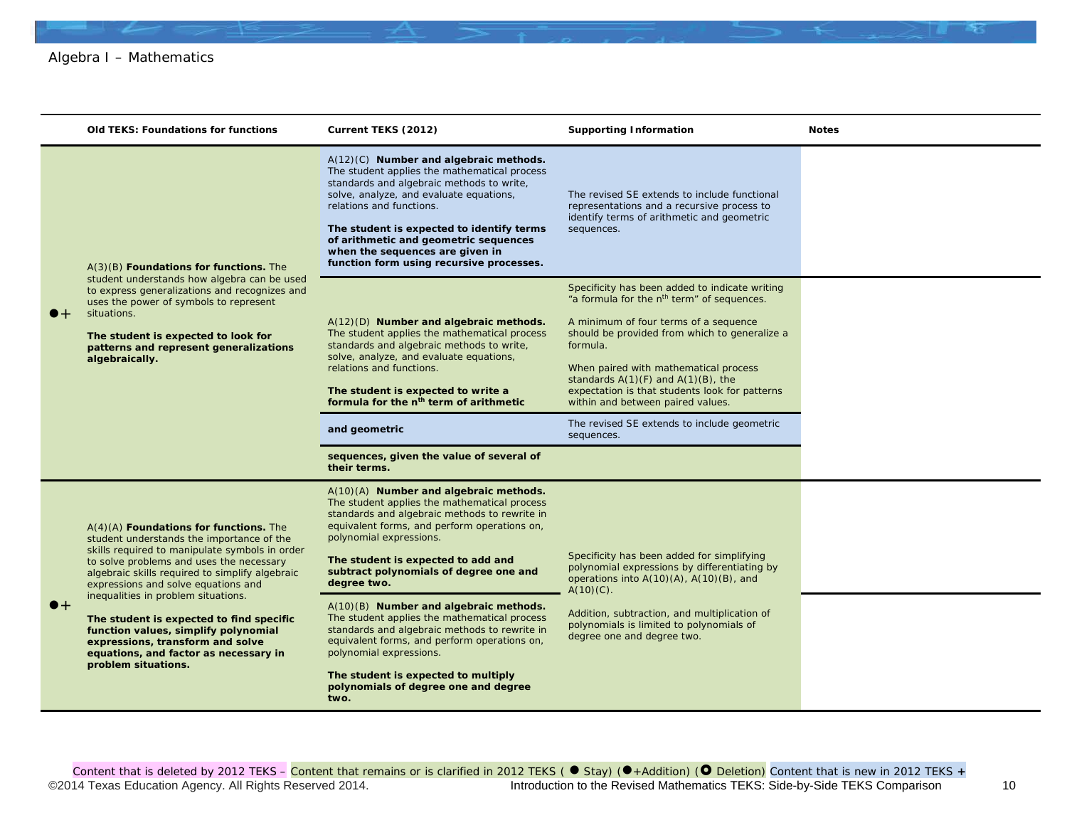Algebra I – Mathematics

| | Old TEKS: Foundations for functions | Current TEKS (2012) | Supporting Information | Notes |
|---|---|---|---|---|
| ●+ | A(3)(B) **Foundations for functions.** The student understands how algebra can be used to express generalizations and recognizes and uses the power of symbols to represent situations.<br><br>**The student is expected to look for patterns and represent generalizations algebraically.** | A(12)(C) **Number and algebraic methods.** The student applies the mathematical process standards and algebraic methods to write, solve, analyze, and evaluate equations, relations and functions.<br><br>**The student is expected to identify terms of arithmetic and geometric sequences when the sequences are given in function form using recursive processes.** | The revised SE extends to include functional representations and a recursive process to identify terms of arithmetic and geometric sequences. | |
| | | A(12)(D) **Number and algebraic methods.** The student applies the mathematical process standards and algebraic methods to write, solve, analyze, and evaluate equations, relations and functions.<br><br>**The student is expected to write a formula for the $n^{th}$ term of arithmetic** | Specificity has been added to indicate writing "a formula for the $n^{th}$ term" of sequences.<br><br>A minimum of four terms of a sequence should be provided from which to generalize a formula.<br><br>When paired with mathematical process standards A(1)(F) and A(1)(B), the expectation is that students look for patterns within and between paired values. | |
| | | **and geometric** | The revised SE extends to include geometric sequences. | |
| | | **sequences, given the value of several of their terms.** | | |
| ●+ | A(4)(A) **Foundations for functions.** The student understands the importance of the skills required to manipulate symbols in order to solve problems and uses the necessary algebraic skills required to simplify algebraic expressions and solve equations and inequalities in problem situations.<br><br>**The student is expected to find specific function values, simplify polynomial expressions, transform and solve equations, and factor as necessary in problem situations.** | A(10)(A) **Number and algebraic methods.** The student applies the mathematical process standards and algebraic methods to rewrite in equivalent forms, and perform operations on, polynomial expressions.<br><br>**The student is expected to add and subtract polynomials of degree one and degree two.** | Specificity has been added for simplifying polynomial expressions by differentiating by operations into A(10)(A), A(10)(B), and A(10)(C).<br><br>Addition, subtraction, and multiplication of polynomials is limited to polynomials of degree one and degree two. | |
| | | A(10)(B) **Number and algebraic methods.** The student applies the mathematical process standards and algebraic methods to rewrite in equivalent forms, and perform operations on, polynomial expressions.<br><br>**The student is expected to multiply polynomials of degree one and degree two.** | | |

Content that is deleted by 2012 TEKS – Content that remains or is clarified in 2012 TEKS ( ● Stay) (●+Addition) (○ Deletion) Content that is new in 2012 TEKS +

©2014 Texas Education Agency. All Rights Reserved 2014. Introduction to the Revised Mathematics TEKS: Side-by-Side TEKS Comparison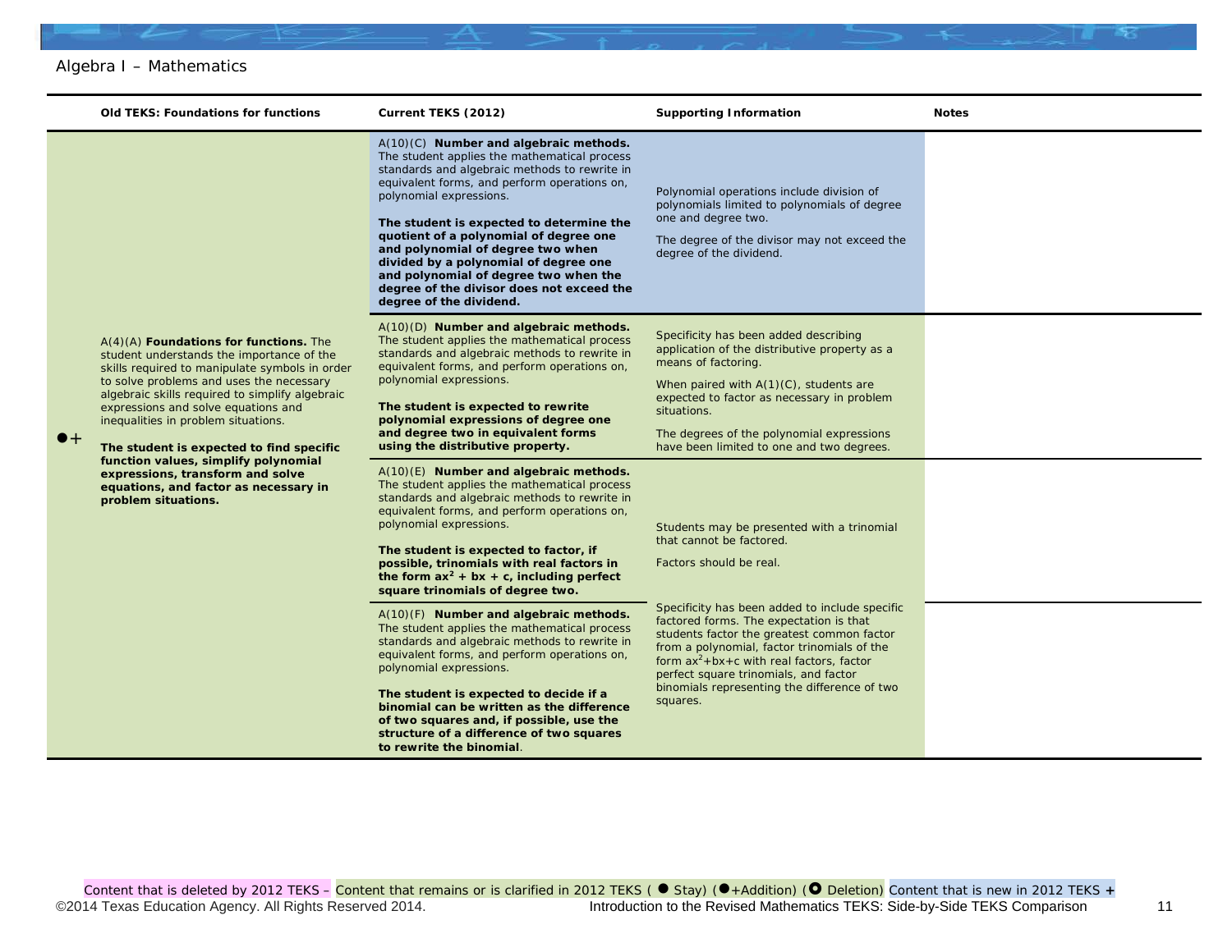Algebra I – Mathematics

| | Old TEKS: Foundations for functions | Current TEKS (2012) | Supporting Information | Notes |
|---|---|---|---|---|
| ●+ | A(4)(A) **Foundations for functions.** The student understands the importance of the skills required to manipulate symbols in order to solve problems and uses the necessary algebraic skills required to simplify algebraic expressions and solve equations and inequalities in problem situations. **The student is expected to find specific function values, simplify polynomial expressions, transform and solve equations, and factor as necessary in problem situations.** | A(10)(C) **Number and algebraic methods.** The student applies the mathematical process standards and algebraic methods to rewrite in equivalent forms, and perform operations on, polynomial expressions. **The student is expected to determine the quotient of a polynomial of degree one and polynomial of degree two when divided by a polynomial of degree one and polynomial of degree two when the degree of the divisor does not exceed the degree of the dividend.** | Polynomial operations include division of polynomials limited to polynomials of degree one and degree two. The degree of the divisor may not exceed the degree of the dividend. | |
| | | A(10)(D) **Number and algebraic methods.** The student applies the mathematical process standards and algebraic methods to rewrite in equivalent forms, and perform operations on, polynomial expressions. **The student is expected to rewrite polynomial expressions of degree one and degree two in equivalent forms using the distributive property.** | Specificity has been added describing application of the distributive property as a means of factoring. When paired with A(1)(C), students are expected to factor as necessary in problem situations. The degrees of the polynomial expressions have been limited to one and two degrees. | |
| | | A(10)(E) **Number and algebraic methods.** The student applies the mathematical process standards and algebraic methods to rewrite in equivalent forms, and perform operations on, polynomial expressions. **The student is expected to factor, if possible, trinomials with real factors in the form $ax^2 + bx + c$, including perfect square trinomials of degree two.** | Students may be presented with a trinomial that cannot be factored. Factors should be real. Specificity has been added to include specific factored forms. The expectation is that students factor the greatest common factor from a polynomial, factor trinomials of the form $ax^2+bx+c$ with real factors, factor perfect square trinomials, and factor binomials representing the difference of two squares. | |
| | | A(10)(F) **Number and algebraic methods.** The student applies the mathematical process standards and algebraic methods to rewrite in equivalent forms, and perform operations on, polynomial expressions. **The student is expected to decide if a binomial can be written as the difference of two squares and, if possible, use the structure of a difference of two squares to rewrite the binomial**. | | |

Content that is deleted by 2012 TEKS – Content that remains or is clarified in 2012 TEKS ( ● Stay) (●+Addition) (○ Deletion) Content that is new in 2012 TEKS +

©2014 Texas Education Agency. All Rights Reserved 2014. Introduction to the Revised Mathematics TEKS: Side-by-Side TEKS Comparison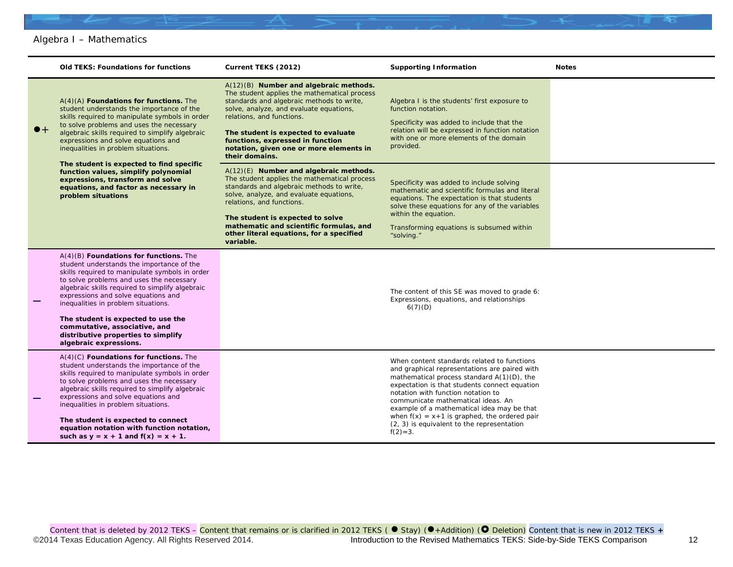Algebra I – Mathematics

| | Old TEKS: Foundations for functions | Current TEKS (2012) | Supporting Information | Notes |
|---|---|---|---|---|
| ●+ | A(4)(A) **Foundations for functions.** The student understands the importance of the skills required to manipulate symbols in order to solve problems and uses the necessary algebraic skills required to simplify algebraic expressions and solve equations and inequalities in problem situations.<br><br>**The student is expected to find specific function values, simplify polynomial expressions, transform and solve equations, and factor as necessary in problem situations** | A(12)(B) **Number and algebraic methods.** The student applies the mathematical process standards and algebraic methods to write, solve, analyze, and evaluate equations, relations, and functions.<br><br>**The student is expected to evaluate functions, expressed in function notation, given one or more elements in their domains.** | Algebra I is the students' first exposure to function notation.<br><br>Specificity was added to include that the relation will be expressed in function notation with one or more elements of the domain provided. | |
| | | A(12)(E) **Number and algebraic methods.** The student applies the mathematical process standards and algebraic methods to write, solve, analyze, and evaluate equations, relations, and functions.<br><br>**The student is expected to solve mathematic and scientific formulas, and other literal equations, for a specified variable.** | Specificity was added to include solving mathematic and scientific formulas and literal equations. The expectation is that students solve these equations for any of the variables within the equation.<br><br>Transforming equations is subsumed within "solving." | |
| – | A(4)(B) **Foundations for functions.** The student understands the importance of the skills required to manipulate symbols in order to solve problems and uses the necessary algebraic skills required to simplify algebraic expressions and solve equations and inequalities in problem situations.<br><br>**The student is expected to use the commutative, associative, and distributive properties to simplify algebraic expressions.** | | The content of this SE was moved to grade 6: Expressions, equations, and relationships 6(7)(D) | |
| – | A(4)(C) **Foundations for functions.** The student understands the importance of the skills required to manipulate symbols in order to solve problems and uses the necessary algebraic skills required to simplify algebraic expressions and solve equations and inequalities in problem situations.<br><br>**The student is expected to connect equation notation with function notation, such as $y = x + 1$ and $f(x) = x + 1$.** | | When content standards related to functions and graphical representations are paired with mathematical process standard A(1)(D), the expectation is that students connect equation notation with function notation to communicate mathematical ideas. An example of a mathematical idea may be that when $f(x) = x+1$ is graphed, the ordered pair (2, 3) is equivalent to the representation $f(2)=3$. | |

Content that is deleted by 2012 TEKS – Content that remains or is clarified in 2012 TEKS ( ● Stay) (●+Addition) (O Deletion) Content that is new in 2012 TEKS +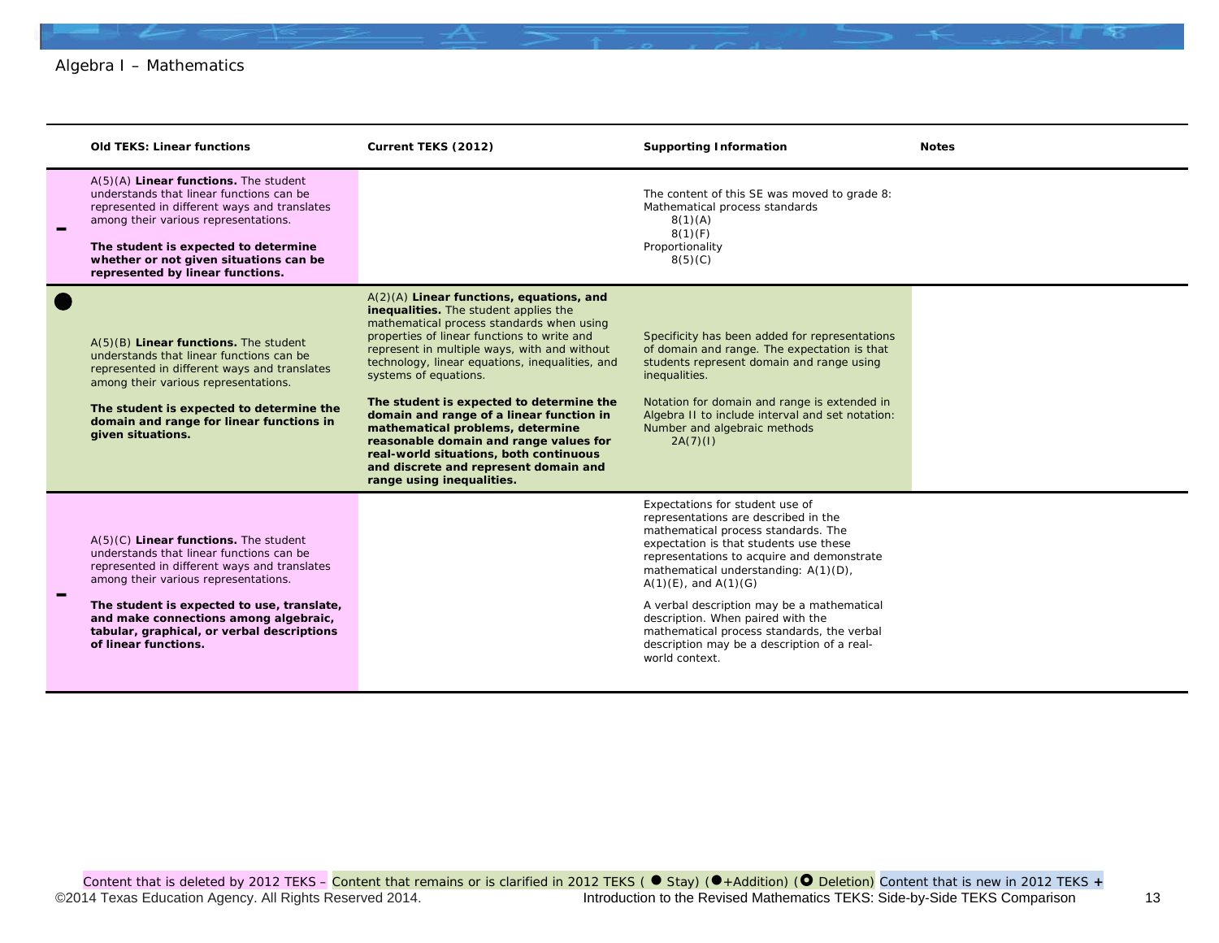Algebra I – Mathematics

| | Old TEKS: Linear functions | Current TEKS (2012) | Supporting Information | Notes |
|---|---|---|---|---|
| – | A(5)(A) **Linear functions.** The student understands that linear functions can be represented in different ways and translates among their various representations.<br><br>**The student is expected to determine whether or not given situations can be represented by linear functions.** | | The content of this SE was moved to grade 8:<br>Mathematical process standards<br>8(1)(A)<br>8(1)(F)<br>Proportionality<br>8(5)(C) | |
| ● | A(5)(B) **Linear functions.** The student understands that linear functions can be represented in different ways and translates among their various representations.<br><br>**The student is expected to determine the domain and range for linear functions in given situations.** | A(2)(A) **Linear functions, equations, and inequalities.** The student applies the mathematical process standards when using properties of linear functions to write and represent in multiple ways, with and without technology, linear equations, inequalities, and systems of equations.<br><br>**The student is expected to determine the domain and range of a linear function in mathematical problems, determine reasonable domain and range values for real-world situations, both continuous and discrete and represent domain and range using inequalities.** | Specificity has been added for representations of domain and range. The expectation is that students represent domain and range using inequalities.<br><br>Notation for domain and range is extended in Algebra II to include interval and set notation:<br>Number and algebraic methods<br>2A(7)(I) | |
| – | A(5)(C) **Linear functions.** The student understands that linear functions can be represented in different ways and translates among their various representations.<br><br>**The student is expected to use, translate, and make connections among algebraic, tabular, graphical, or verbal descriptions of linear functions.** | | Expectations for student use of representations are described in the mathematical process standards. The expectation is that students use these representations to acquire and demonstrate mathematical understanding: A(1)(D), A(1)(E), and A(1)(G)<br><br>A verbal description may be a mathematical description. When paired with the mathematical process standards, the verbal description may be a description of a real-world context. | |

Content that is deleted by 2012 TEKS – Content that remains or is clarified in 2012 TEKS ( ● Stay) (●+Addition) (○ Deletion) Content that is new in 2012 TEKS +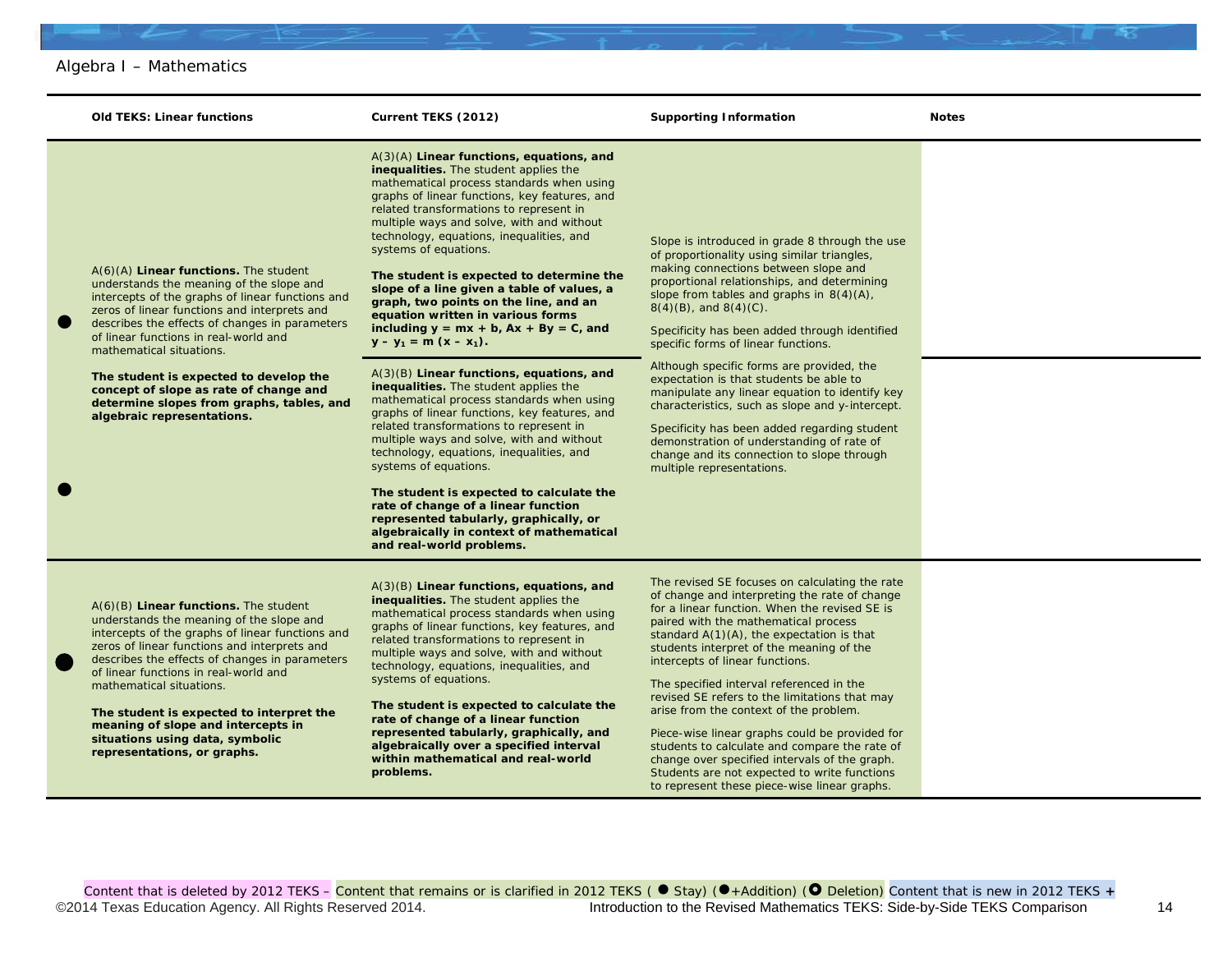Algebra I – Mathematics

| | Old TEKS: Linear functions | Current TEKS (2012) | Supporting Information | Notes |
|---|---|---|---|---|
| ● | A(6)(A) **Linear functions.** The student understands the meaning of the slope and intercepts of the graphs of linear functions and zeros of linear functions and interprets and describes the effects of changes in parameters of linear functions in real-world and mathematical situations.<br><br>**The student is expected to develop the concept of slope as rate of change and determine slopes from graphs, tables, and algebraic representations.** | A(3)(A) **Linear functions, equations, and inequalities.** The student applies the mathematical process standards when using graphs of linear functions, key features, and related transformations to represent in multiple ways and solve, with and without technology, equations, inequalities, and systems of equations.<br><br>**The student is expected to determine the slope of a line given a table of values, a graph, two points on the line, and an equation written in various forms including $y = mx + b$, $Ax + By = C$, and $y - y_1 = m(x - x_1)$.** | Slope is introduced in grade 8 through the use of proportionality using similar triangles, making connections between slope and proportional relationships, and determining slope from tables and graphs in 8(4)(A), 8(4)(B), and 8(4)(C).<br><br>Specificity has been added through identified specific forms of linear functions.<br><br>Although specific forms are provided, the expectation is that students be able to manipulate any linear equation to identify key characteristics, such as slope and y-intercept.<br><br>Specificity has been added regarding student demonstration of understanding of rate of change and its connection to slope through multiple representations. | |
| ● | | A(3)(B) **Linear functions, equations, and inequalities.** The student applies the mathematical process standards when using graphs of linear functions, key features, and related transformations to represent in multiple ways and solve, with and without technology, equations, inequalities, and systems of equations.<br><br>**The student is expected to calculate the rate of change of a linear function represented tabularly, graphically, or algebraically in context of mathematical and real-world problems.** | | |
| ● | A(6)(B) **Linear functions.** The student understands the meaning of the slope and intercepts of the graphs of linear functions and zeros of linear functions and interprets and describes the effects of changes in parameters of linear functions in real-world and mathematical situations.<br><br>**The student is expected to interpret the meaning of slope and intercepts in situations using data, symbolic representations, or graphs.** | A(3)(B) **Linear functions, equations, and inequalities.** The student applies the mathematical process standards when using graphs of linear functions, key features, and related transformations to represent in multiple ways and solve, with and without technology, equations, inequalities, and systems of equations.<br><br>**The student is expected to calculate the rate of change of a linear function represented tabularly, graphically, and algebraically over a specified interval within mathematical and real-world problems.** | The revised SE focuses on calculating the rate of change and interpreting the rate of change for a linear function. When the revised SE is paired with the mathematical process standard A(1)(A), the expectation is that students interpret of the meaning of the intercepts of linear functions.<br><br>The specified interval referenced in the revised SE refers to the limitations that may arise from the context of the problem.<br><br>Piece-wise linear graphs could be provided for students to calculate and compare the rate of change over specified intervals of the graph. Students are not expected to write functions to represent these piece-wise linear graphs. | |

Content that is deleted by 2012 TEKS – Content that remains or is clarified in 2012 TEKS ( ● Stay) (●+Addition) (○ Deletion) Content that is new in 2012 TEKS +

©2014 Texas Education Agency. All Rights Reserved 2014. Introduction to the Revised Mathematics TEKS: Side-by-Side TEKS Comparison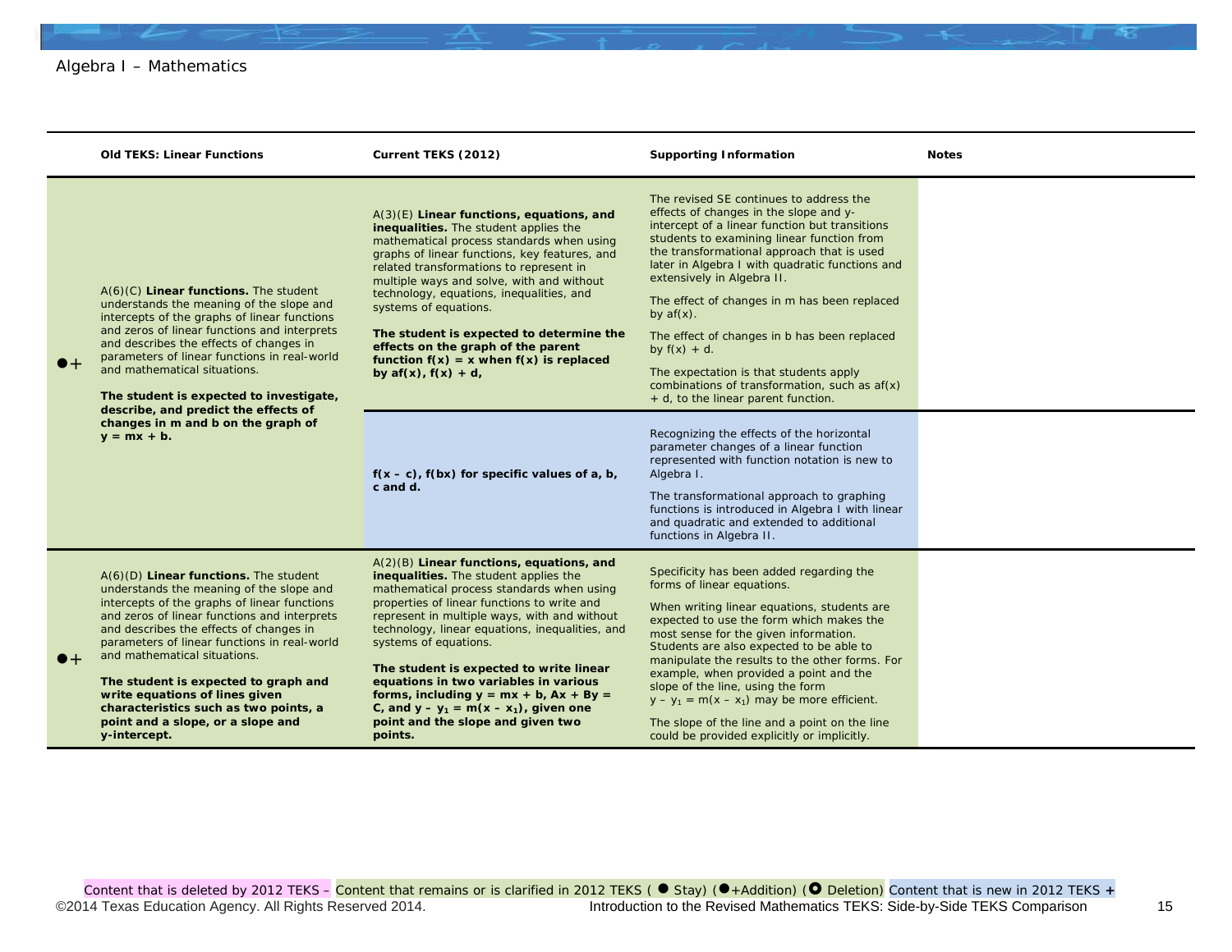Algebra I – Mathematics

| | Old TEKS: Linear Functions | Current TEKS (2012) | Supporting Information | Notes |
|---|---|---|---|---|
| ●+ | A(6)(C) **Linear functions.** The student understands the meaning of the slope and intercepts of the graphs of linear functions and zeros of linear functions and interprets and describes the effects of changes in parameters of linear functions in real-world and mathematical situations. **The student is expected to investigate, describe, and predict the effects of changes in m and b on the graph of $y = mx + b$.** | A(3)(E) **Linear functions, equations, and inequalities.** The student applies the mathematical process standards when using graphs of linear functions, key features, and related transformations to represent in multiple ways and solve, with and without technology, equations, inequalities, and systems of equations. **The student is expected to determine the effects on the graph of the parent function $f(x) = x$ when $f(x)$ is replaced by $af(x)$, $f(x) + d$,** | The revised SE continues to address the effects of changes in the slope and y-intercept of a linear function but transitions students to examining linear function from the transformational approach that is used later in Algebra I with quadratic functions and extensively in Algebra II. The effect of changes in m has been replaced by $af(x)$. The effect of changes in b has been replaced by $f(x) + d$. The expectation is that students apply combinations of transformation, such as $af(x) + d$, to the linear parent function. | |
| | | **$f(x – c)$, $f(bx)$ for specific values of a, b, c and d.** | Recognizing the effects of the horizontal parameter changes of a linear function represented with function notation is new to Algebra I. The transformational approach to graphing functions is introduced in Algebra I with linear and quadratic and extended to additional functions in Algebra II. | |
| ●+ | A(6)(D) **Linear functions.** The student understands the meaning of the slope and intercepts of the graphs of linear functions and zeros of linear functions and interprets and describes the effects of changes in parameters of linear functions in real-world and mathematical situations. **The student is expected to graph and write equations of lines given characteristics such as two points, a point and a slope, or a slope and y-intercept.** | A(2)(B) **Linear functions, equations, and inequalities.** The student applies the mathematical process standards when using properties of linear functions to write and represent in multiple ways, with and without technology, linear equations, inequalities, and systems of equations. **The student is expected to write linear equations in two variables in various forms, including $y = mx + b$, $Ax + By = C$, and $y – y_1 = m(x – x_1)$, given one point and the slope and given two points.** | Specificity has been added regarding the forms of linear equations. When writing linear equations, students are expected to use the form which makes the most sense for the given information. Students are also expected to be able to manipulate the results to the other forms. For example, when provided a point and the slope of the line, using the form $y – y_1 = m(x – x_1)$ may be more efficient. The slope of the line and a point on the line could be provided explicitly or implicitly. | |

Content that is deleted by 2012 TEKS – Content that remains or is clarified in 2012 TEKS ( ● Stay) (●+Addition) (○ Deletion) Content that is new in 2012 TEKS +

©2014 Texas Education Agency. All Rights Reserved 2014. Introduction to the Revised Mathematics TEKS: Side-by-Side TEKS Comparison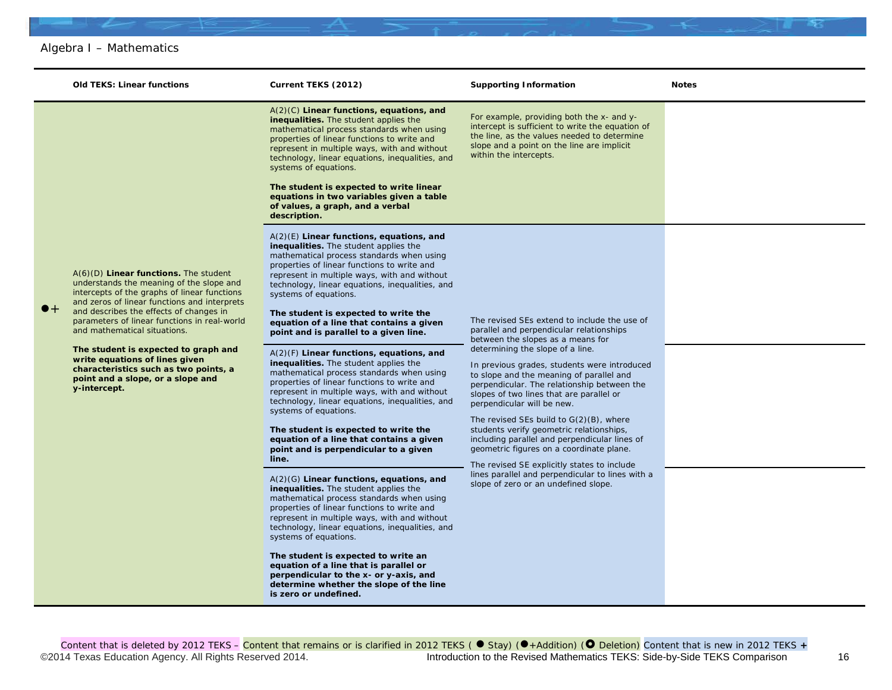Algebra I – Mathematics

| | Old TEKS: Linear functions | Current TEKS (2012) | Supporting Information | Notes |
|---|---|---|---|---|
| ●+ | A(6)(D) **Linear functions.** The student understands the meaning of the slope and intercepts of the graphs of linear functions and zeros of linear functions and interprets and describes the effects of changes in parameters of linear functions in real-world and mathematical situations.<br><br>**The student is expected to graph and write equations of lines given characteristics such as two points, a point and a slope, or a slope and y-intercept.** | A(2)(C) **Linear functions, equations, and inequalities.** The student applies the mathematical process standards when using properties of linear functions to write and represent in multiple ways, with and without technology, linear equations, inequalities, and systems of equations.<br><br>**The student is expected to write linear equations in two variables given a table of values, a graph, and a verbal description.** | For example, providing both the x- and y-intercept is sufficient to write the equation of the line, as the values needed to determine slope and a point on the line are implicit within the intercepts. | |
| | | A(2)(E) **Linear functions, equations, and inequalities.** The student applies the mathematical process standards when using properties of linear functions to write and represent in multiple ways, with and without technology, linear equations, inequalities, and systems of equations.<br><br>**The student is expected to write the equation of a line that contains a given point and is parallel to a given line.** | The revised SEs extend to include the use of parallel and perpendicular relationships between the slopes as a means for determining the slope of a line.<br><br>In previous grades, students were introduced to slope and the meaning of parallel and perpendicular. The relationship between the slopes of two lines that are parallel or perpendicular will be new.<br><br>The revised SEs build to G(2)(B), where students verify geometric relationships, including parallel and perpendicular lines of geometric figures on a coordinate plane.<br><br>The revised SE explicitly states to include lines parallel and perpendicular to lines with a slope of zero or an undefined slope. | |
| | | A(2)(F) **Linear functions, equations, and inequalities.** The student applies the mathematical process standards when using properties of linear functions to write and represent in multiple ways, with and without technology, linear equations, inequalities, and systems of equations.<br><br>**The student is expected to write the equation of a line that contains a given point and is perpendicular to a given line.** | | |
| | | A(2)(G) **Linear functions, equations, and inequalities.** The student applies the mathematical process standards when using properties of linear functions to write and represent in multiple ways, with and without technology, linear equations, inequalities, and systems of equations.<br><br>**The student is expected to write an equation of a line that is parallel or perpendicular to the x- or y-axis, and determine whether the slope of the line is zero or undefined.** | | |

Content that is deleted by 2012 TEKS – Content that remains or is clarified in 2012 TEKS ( ● Stay) (●+Addition) (○ Deletion) Content that is new in 2012 TEKS +

©2014 Texas Education Agency. All Rights Reserved 2014. Introduction to the Revised Mathematics TEKS: Side-by-Side TEKS Comparison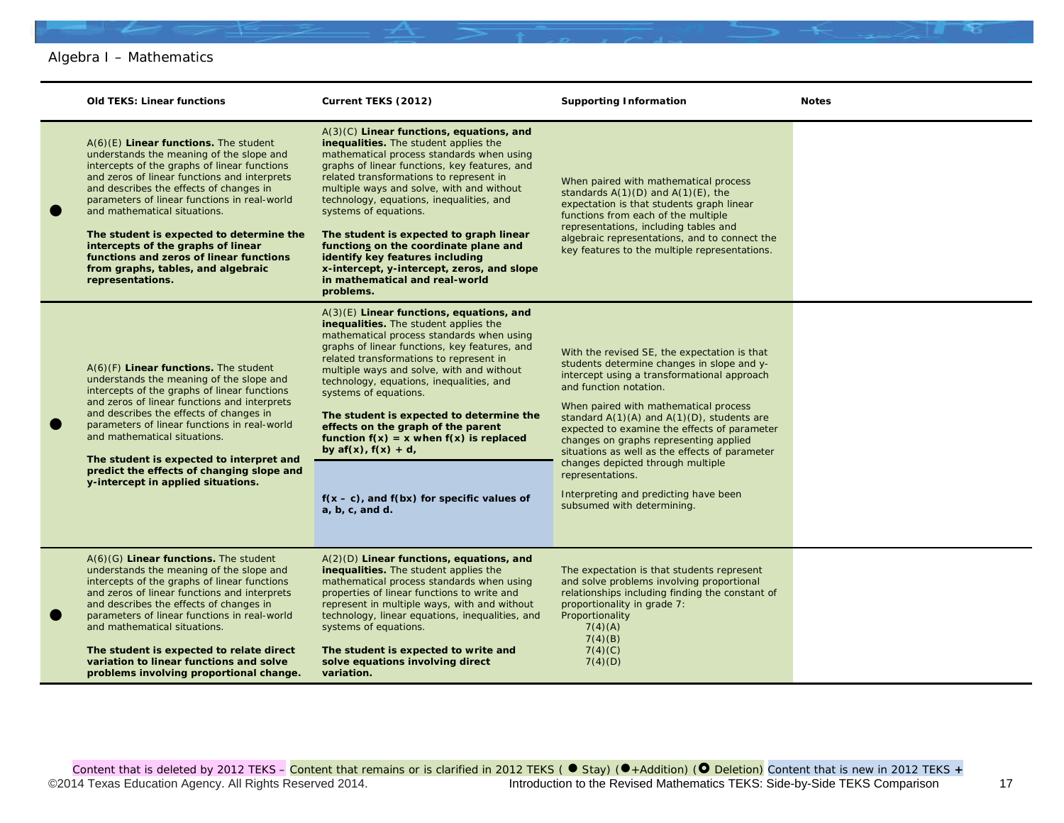Algebra I – Mathematics

| | Old TEKS: Linear functions | Current TEKS (2012) | Supporting Information | Notes |
|---|---|---|---|---|
| ● | A(6)(E) **Linear functions.** The student understands the meaning of the slope and intercepts of the graphs of linear functions and zeros of linear functions and interprets and describes the effects of changes in parameters of linear functions in real-world and mathematical situations. **The student is expected to determine the intercepts of the graphs of linear functions and zeros of linear functions from graphs, tables, and algebraic representations.** | A(3)(C) **Linear functions, equations, and inequalities.** The student applies the mathematical process standards when using graphs of linear functions, key features, and related transformations to represent in multiple ways and solve, with and without technology, equations, inequalities, and systems of equations. **The student is expected to graph linear functions on the coordinate plane and identify key features including x-intercept, y-intercept, zeros, and slope in mathematical and real-world problems.** | When paired with mathematical process standards A(1)(D) and A(1)(E), the expectation is that students graph linear functions from each of the multiple representations, including tables and algebraic representations, and to connect the key features to the multiple representations. | |
| ● | A(6)(F) **Linear functions.** The student understands the meaning of the slope and intercepts of the graphs of linear functions and zeros of linear functions and interprets and describes the effects of changes in parameters of linear functions in real-world and mathematical situations. **The student is expected to interpret and predict the effects of changing slope and y-intercept in applied situations.** | A(3)(E) **Linear functions, equations, and inequalities.** The student applies the mathematical process standards when using graphs of linear functions, key features, and related transformations to represent in multiple ways and solve, with and without technology, equations, inequalities, and systems of equations. **The student is expected to determine the effects on the graph of the parent function f(x) = x when f(x) is replaced by af(x), f(x) + d,** **f(x – c), and f(bx) for specific values of a, b, c, and d.** | With the revised SE, the expectation is that students determine changes in slope and y-intercept using a transformational approach and function notation. When paired with mathematical process standard A(1)(A) and A(1)(D), students are expected to examine the effects of parameter changes on graphs representing applied situations as well as the effects of parameter changes depicted through multiple representations. Interpreting and predicting have been subsumed with determining. | |
| ● | A(6)(G) **Linear functions.** The student understands the meaning of the slope and intercepts of the graphs of linear functions and zeros of linear functions and interprets and describes the effects of changes in parameters of linear functions in real-world and mathematical situations. **The student is expected to relate direct variation to linear functions and solve problems involving proportional change.** | A(2)(D) **Linear functions, equations, and inequalities.** The student applies the mathematical process standards when using properties of linear functions to write and represent in multiple ways, with and without technology, linear equations, inequalities, and systems of equations. **The student is expected to write and solve equations involving direct variation.** | The expectation is that students represent and solve problems involving proportional relationships including finding the constant of proportionality in grade 7: Proportionality 7(4)(A) 7(4)(B) 7(4)(C) 7(4)(D) | |

Content that is deleted by 2012 TEKS – Content that remains or is clarified in 2012 TEKS ( ● Stay) (●+Addition) (○ Deletion) Content that is new in 2012 TEKS +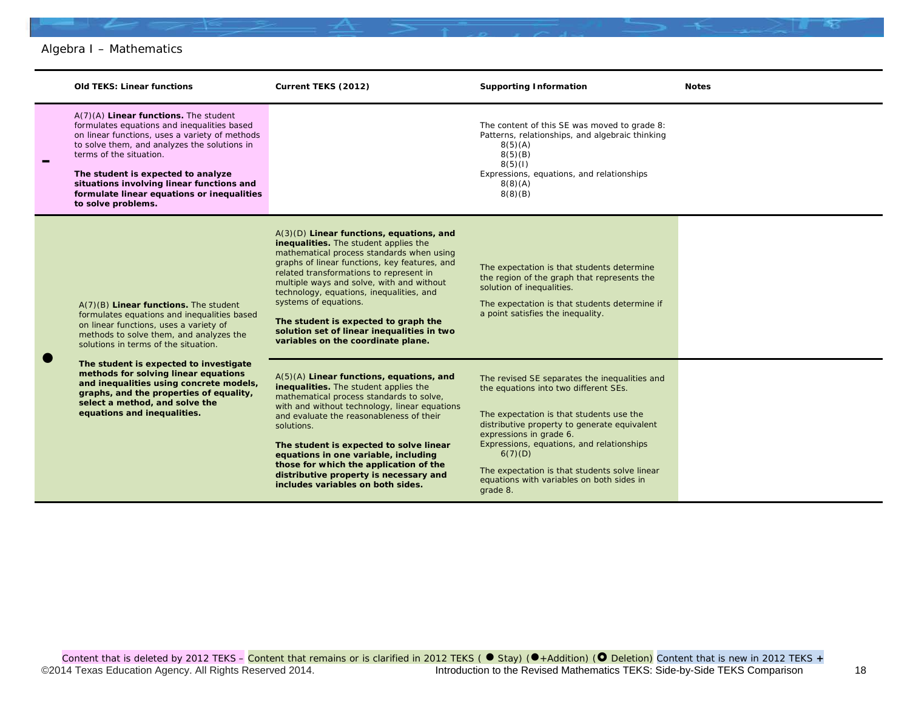Algebra I – Mathematics

| | Old TEKS: Linear functions | Current TEKS (2012) | Supporting Information | Notes |
|---|---|---|---|---|
| – | A(7)(A) **Linear functions.** The student formulates equations and inequalities based on linear functions, uses a variety of methods to solve them, and analyzes the solutions in terms of the situation.<br><br>**The student is expected to analyze situations involving linear functions and formulate linear equations or inequalities to solve problems.** | | The content of this SE was moved to grade 8:<br>Patterns, relationships, and algebraic thinking<br>8(5)(A)<br>8(5)(B)<br>8(5)(I)<br>Expressions, equations, and relationships<br>8(8)(A)<br>8(8)(B) | |
| ● | A(7)(B) **Linear functions.** The student formulates equations and inequalities based on linear functions, uses a variety of methods to solve them, and analyzes the solutions in terms of the situation.<br><br>**The student is expected to investigate methods for solving linear equations and inequalities using concrete models, graphs, and the properties of equality, select a method, and solve the equations and inequalities.** | A(3)(D) **Linear functions, equations, and inequalities.** The student applies the mathematical process standards when using graphs of linear functions, key features, and related transformations to represent in multiple ways and solve, with and without technology, equations, inequalities, and systems of equations.<br><br>**The student is expected to graph the solution set of linear inequalities in two variables on the coordinate plane.** | The expectation is that students determine the region of the graph that represents the solution of inequalities.<br><br>The expectation is that students determine if a point satisfies the inequality. | |
| | | A(5)(A) **Linear functions, equations, and inequalities.** The student applies the mathematical process standards to solve, with and without technology, linear equations and evaluate the reasonableness of their solutions.<br><br>**The student is expected to solve linear equations in one variable, including those for which the application of the distributive property is necessary and includes variables on both sides.** | The revised SE separates the inequalities and the equations into two different SEs.<br><br>The expectation is that students use the distributive property to generate equivalent expressions in grade 6.<br>Expressions, equations, and relationships<br>6(7)(D)<br><br>The expectation is that students solve linear equations with variables on both sides in grade 8. | |

Content that is deleted by 2012 TEKS – Content that remains or is clarified in 2012 TEKS ( ● Stay) (●+Addition) (○ Deletion) Content that is new in 2012 TEKS +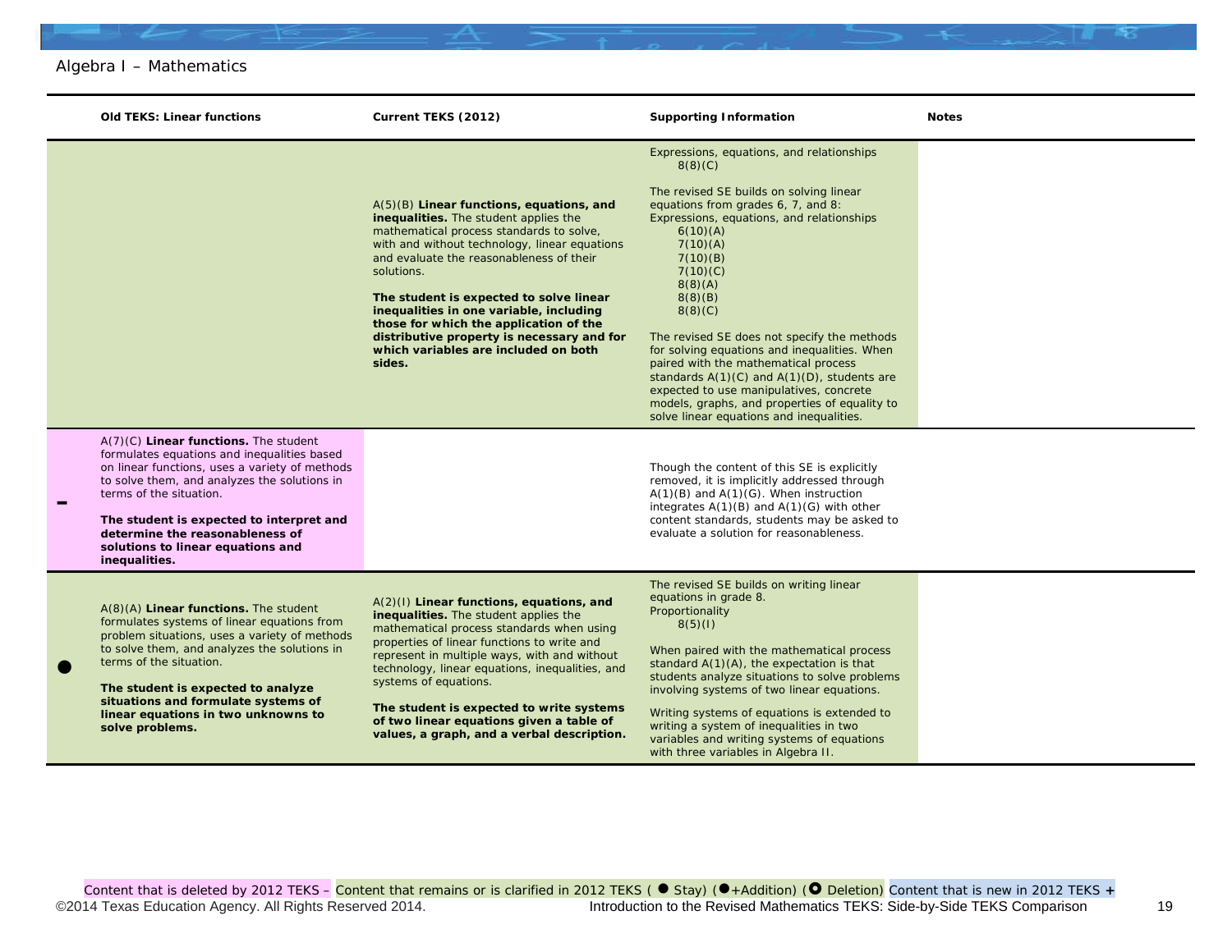Algebra I – Mathematics

| | Old TEKS: Linear functions | Current TEKS (2012) | Supporting Information | Notes |
|---|---|---|---|---|
| | | A(5)(B) **Linear functions, equations, and inequalities.** The student applies the mathematical process standards to solve, with and without technology, linear equations and evaluate the reasonableness of their solutions.<br><br>**The student is expected to solve linear inequalities in one variable, including those for which the application of the distributive property is necessary and for which variables are included on both sides.** | Expressions, equations, and relationships<br>8(8)(C)<br><br>The revised SE builds on solving linear equations from grades 6, 7, and 8:<br>Expressions, equations, and relationships<br>6(10)(A)<br>7(10)(A)<br>7(10)(B)<br>7(10)(C)<br>8(8)(A)<br>8(8)(B)<br>8(8)(C)<br><br>The revised SE does not specify the methods for solving equations and inequalities. When paired with the mathematical process standards A(1)(C) and A(1)(D), students are expected to use manipulatives, concrete models, graphs, and properties of equality to solve linear equations and inequalities. | |
| – | A(7)(C) **Linear functions.** The student formulates equations and inequalities based on linear functions, uses a variety of methods to solve them, and analyzes the solutions in terms of the situation.<br><br>**The student is expected to interpret and determine the reasonableness of solutions to linear equations and inequalities.** | | Though the content of this SE is explicitly removed, it is implicitly addressed through A(1)(B) and A(1)(G). When instruction integrates A(1)(B) and A(1)(G) with other content standards, students may be asked to evaluate a solution for reasonableness. | |
| ● | A(8)(A) **Linear functions.** The student formulates systems of linear equations from problem situations, uses a variety of methods to solve them, and analyzes the solutions in terms of the situation.<br><br>**The student is expected to analyze situations and formulate systems of linear equations in two unknowns to solve problems.** | A(2)(I) **Linear functions, equations, and inequalities.** The student applies the mathematical process standards when using properties of linear functions to write and represent in multiple ways, with and without technology, linear equations, inequalities, and systems of equations.<br><br>**The student is expected to write systems of two linear equations given a table of values, a graph, and a verbal description.** | The revised SE builds on writing linear equations in grade 8.<br>Proportionality<br>8(5)(I)<br><br>When paired with the mathematical process standard A(1)(A), the expectation is that students analyze situations to solve problems involving systems of two linear equations.<br><br>Writing systems of equations is extended to writing a system of inequalities in two variables and writing systems of equations with three variables in Algebra II. | |

Content that is deleted by 2012 TEKS – Content that remains or is clarified in 2012 TEKS ( ● Stay) (●+Addition) (○ Deletion) Content that is new in 2012 TEKS +

©2014 Texas Education Agency. All Rights Reserved 2014. Introduction to the Revised Mathematics TEKS: Side-by-Side TEKS Comparison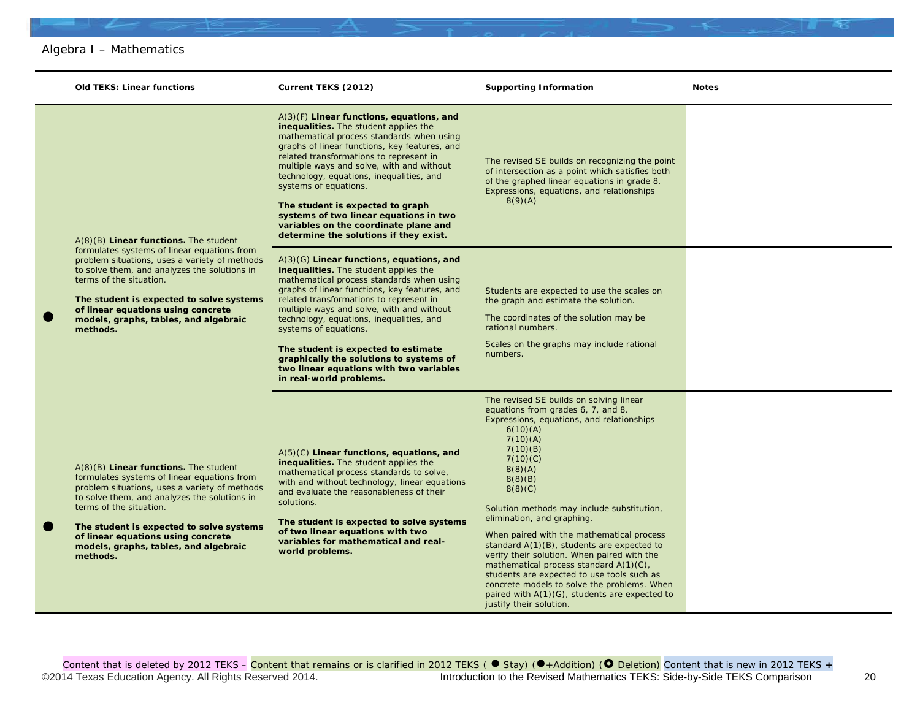Algebra I – Mathematics

| | Old TEKS: Linear functions | Current TEKS (2012) | Supporting Information | Notes |
|---|---|---|---|---|
| ● | A(8)(B) **Linear functions.** The student formulates systems of linear equations from problem situations, uses a variety of methods to solve them, and analyzes the solutions in terms of the situation. **The student is expected to solve systems of linear equations using concrete models, graphs, tables, and algebraic methods.** | A(3)(F) **Linear functions, equations, and inequalities.** The student applies the mathematical process standards when using graphs of linear functions, key features, and related transformations to represent in multiple ways and solve, with and without technology, equations, inequalities, and systems of equations. **The student is expected to graph systems of two linear equations in two variables on the coordinate plane and determine the solutions if they exist.** | The revised SE builds on recognizing the point of intersection as a point which satisfies both of the graphed linear equations in grade 8. Expressions, equations, and relationships 8(9)(A) | |
| | | A(3)(G) **Linear functions, equations, and inequalities.** The student applies the mathematical process standards when using graphs of linear functions, key features, and related transformations to represent in multiple ways and solve, with and without technology, equations, inequalities, and systems of equations. **The student is expected to estimate graphically the solutions to systems of two linear equations with two variables in real-world problems.** | Students are expected to use the scales on the graph and estimate the solution. The coordinates of the solution may be rational numbers. Scales on the graphs may include rational numbers. | |
| ● | A(8)(B) **Linear functions.** The student formulates systems of linear equations from problem situations, uses a variety of methods to solve them, and analyzes the solutions in terms of the situation. **The student is expected to solve systems of linear equations using concrete models, graphs, tables, and algebraic methods.** | A(5)(C) **Linear functions, equations, and inequalities.** The student applies the mathematical process standards to solve, with and without technology, linear equations and evaluate the reasonableness of their solutions. **The student is expected to solve systems of two linear equations with two variables for mathematical and real-world problems.** | The revised SE builds on solving linear equations from grades 6, 7, and 8. Expressions, equations, and relationships 6(10)(A) 7(10)(A) 7(10)(B) 7(10)(C) 8(8)(A) 8(8)(B) 8(8)(C) Solution methods may include substitution, elimination, and graphing. When paired with the mathematical process standard A(1)(B), students are expected to verify their solution. When paired with the mathematical process standard A(1)(C), students are expected to use tools such as concrete models to solve the problems. When paired with A(1)(G), students are expected to justify their solution. | |

Content that is deleted by 2012 TEKS – Content that remains or is clarified in 2012 TEKS ( ● Stay) (●+Addition) (⭘ Deletion) Content that is new in 2012 TEKS +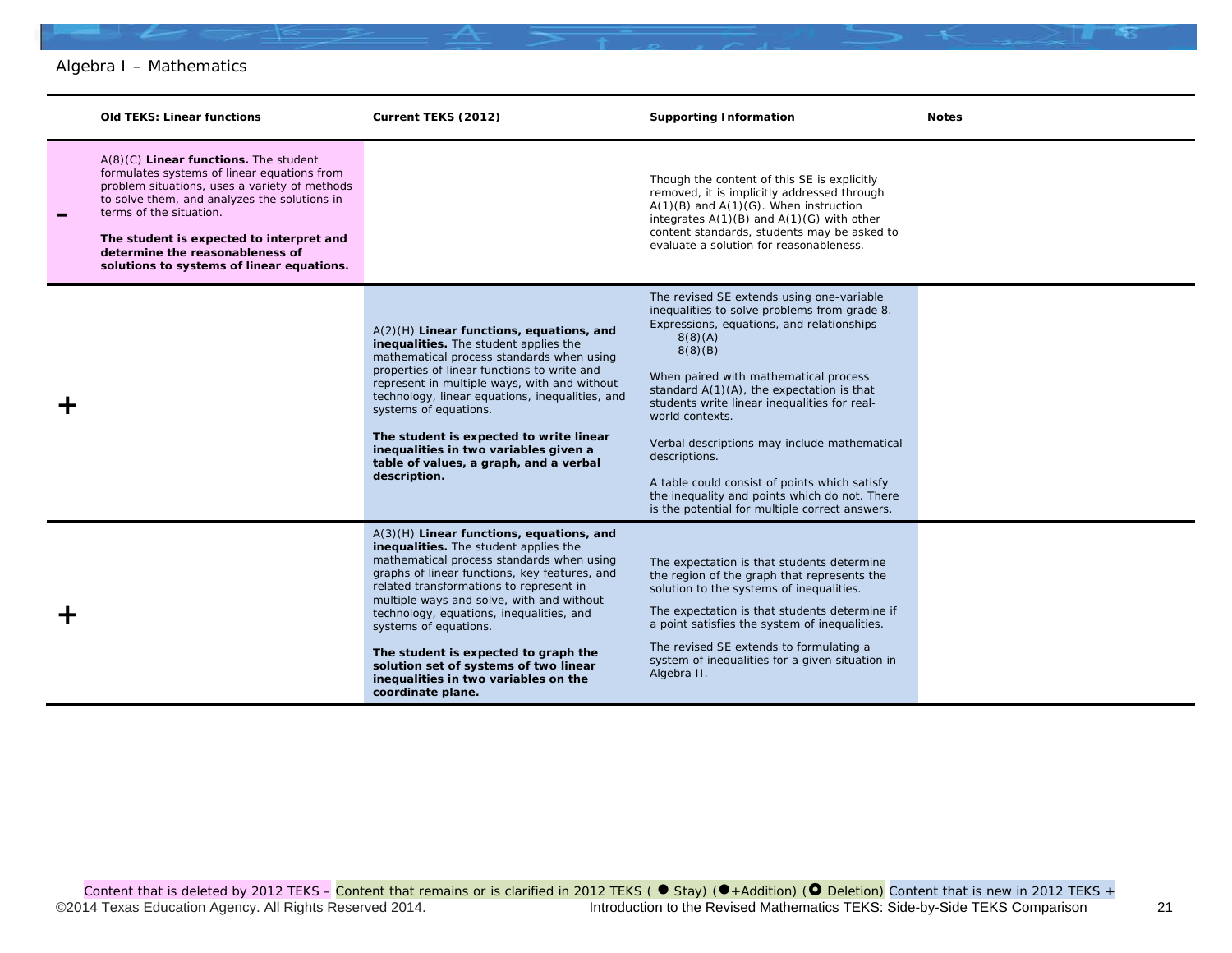Algebra I – Mathematics

| | Old TEKS: Linear functions | Current TEKS (2012) | Supporting Information | Notes |
|---|---|---|---|---|
| **–** | A(8)(C) **Linear functions.** The student formulates systems of linear equations from problem situations, uses a variety of methods to solve them, and analyzes the solutions in terms of the situation.<br><br>**The student is expected to interpret and determine the reasonableness of solutions to systems of linear equations.** | | Though the content of this SE is explicitly removed, it is implicitly addressed through A(1)(B) and A(1)(G). When instruction integrates A(1)(B) and A(1)(G) with other content standards, students may be asked to evaluate a solution for reasonableness. | |
| **+** | | A(2)(H) **Linear functions, equations, and inequalities.** The student applies the mathematical process standards when using properties of linear functions to write and represent in multiple ways, with and without technology, linear equations, inequalities, and systems of equations.<br><br>**The student is expected to write linear inequalities in two variables given a table of values, a graph, and a verbal description.** | The revised SE extends using one-variable inequalities to solve problems from grade 8. Expressions, equations, and relationships<br>8(8)(A)<br>8(8)(B)<br><br>When paired with mathematical process standard A(1)(A), the expectation is that students write linear inequalities for real-world contexts.<br><br>Verbal descriptions may include mathematical descriptions.<br><br>A table could consist of points which satisfy the inequality and points which do not. There is the potential for multiple correct answers. | |
| **+** | | A(3)(H) **Linear functions, equations, and inequalities.** The student applies the mathematical process standards when using graphs of linear functions, key features, and related transformations to represent in multiple ways and solve, with and without technology, equations, inequalities, and systems of equations.<br><br>**The student is expected to graph the solution set of systems of two linear inequalities in two variables on the coordinate plane.** | The expectation is that students determine the region of the graph that represents the solution to the systems of inequalities.<br><br>The expectation is that students determine if a point satisfies the system of inequalities.<br><br>The revised SE extends to formulating a system of inequalities for a given situation in Algebra II. | |

Content that is deleted by 2012 TEKS – Content that remains or is clarified in 2012 TEKS ( ● Stay) (●+Addition) (○ Deletion) Content that is new in 2012 TEKS +

©2014 Texas Education Agency. All Rights Reserved 2014. Introduction to the Revised Mathematics TEKS: Side-by-Side TEKS Comparison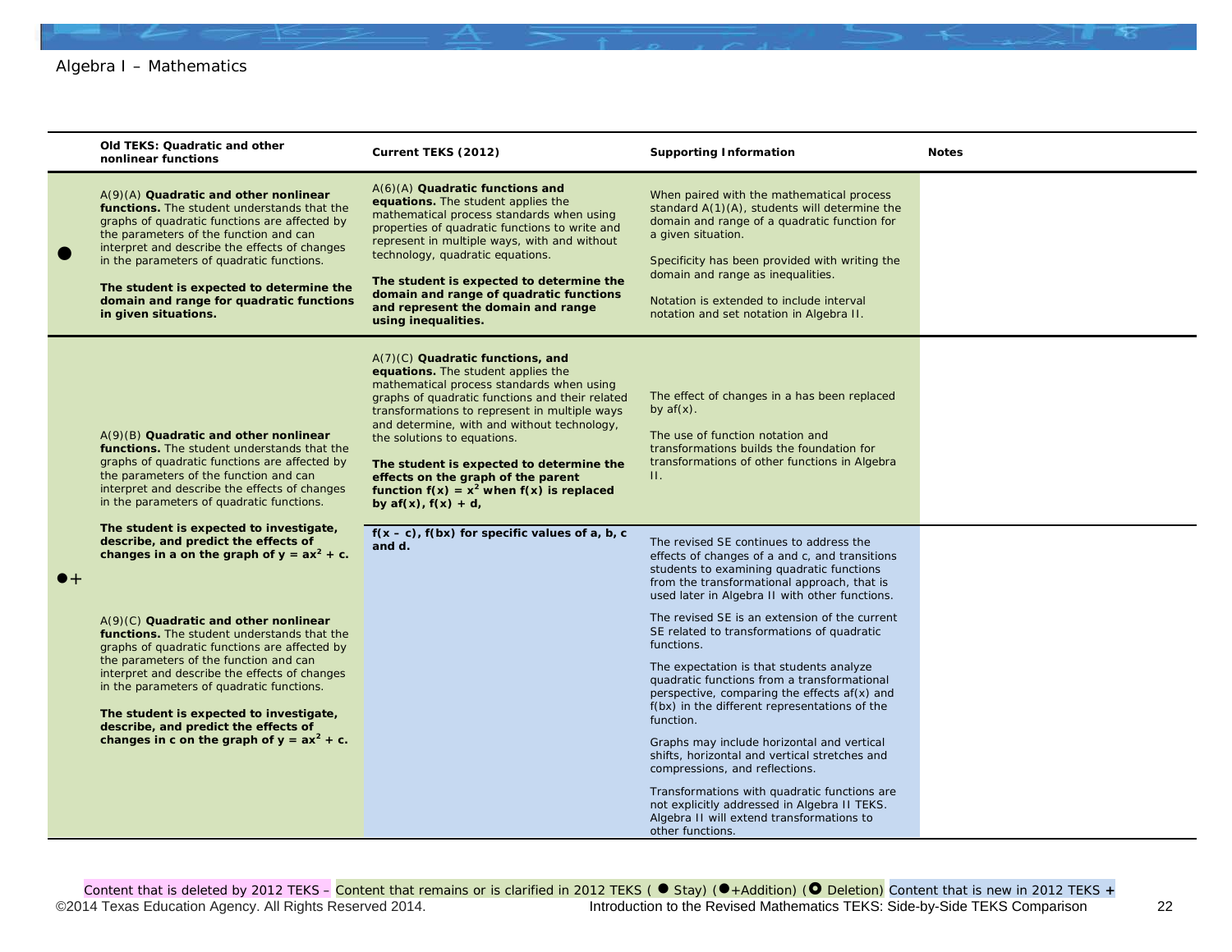Algebra I – Mathematics

| | Old TEKS: Quadratic and other nonlinear functions | Current TEKS (2012) | Supporting Information | Notes |
|---|---|---|---|---|
| ● | A(9)(A) **Quadratic and other nonlinear functions.** The student understands that the graphs of quadratic functions are affected by the parameters of the function and can interpret and describe the effects of changes in the parameters of quadratic functions.<br><br>**The student is expected to determine the domain and range for quadratic functions in given situations.** | A(6)(A) **Quadratic functions and equations.** The student applies the mathematical process standards when using properties of quadratic functions to write and represent in multiple ways, with and without technology, quadratic equations.<br><br>**The student is expected to determine the domain and range of quadratic functions and represent the domain and range using inequalities.** | When paired with the mathematical process standard A(1)(A), students will determine the domain and range of a quadratic function for a given situation.<br><br>Specificity has been provided with writing the domain and range as inequalities.<br><br>Notation is extended to include interval notation and set notation in Algebra II. | |
| ●+ | A(9)(B) **Quadratic and other nonlinear functions.** The student understands that the graphs of quadratic functions are affected by the parameters of the function and can interpret and describe the effects of changes in the parameters of quadratic functions.<br><br>**The student is expected to investigate, describe, and predict the effects of changes in a on the graph of $y = ax^2 + c$.**<br><br>A(9)(C) **Quadratic and other nonlinear functions.** The student understands that the graphs of quadratic functions are affected by the parameters of the function and can interpret and describe the effects of changes in the parameters of quadratic functions.<br><br>**The student is expected to investigate, describe, and predict the effects of changes in c on the graph of $y = ax^2 + c$.** | A(7)(C) **Quadratic functions, and equations.** The student applies the mathematical process standards when using graphs of quadratic functions and their related transformations to represent in multiple ways and determine, with and without technology, the solutions to equations.<br><br>**The student is expected to determine the effects on the graph of the parent function $f(x) = x^2$ when $f(x)$ is replaced by $af(x)$, $f(x) + d$,**<br><br>**$f(x - c)$, $f(bx)$ for specific values of a, b, c and d.** | The effect of changes in a has been replaced by af(x).<br><br>The use of function notation and transformations builds the foundation for transformations of other functions in Algebra II.<br><br>The revised SE continues to address the effects of changes of a and c, and transitions students to examining quadratic functions from the transformational approach, that is used later in Algebra II with other functions.<br><br>The revised SE is an extension of the current SE related to transformations of quadratic functions.<br><br>The expectation is that students analyze quadratic functions from a transformational perspective, comparing the effects af(x) and f(bx) in the different representations of the function.<br><br>Graphs may include horizontal and vertical shifts, horizontal and vertical stretches and compressions, and reflections.<br><br>Transformations with quadratic functions are not explicitly addressed in Algebra II TEKS. Algebra II will extend transformations to other functions. | |

Content that is deleted by 2012 TEKS – Content that remains or is clarified in 2012 TEKS ( ● Stay) (●+Addition) (○ Deletion) Content that is new in 2012 TEKS +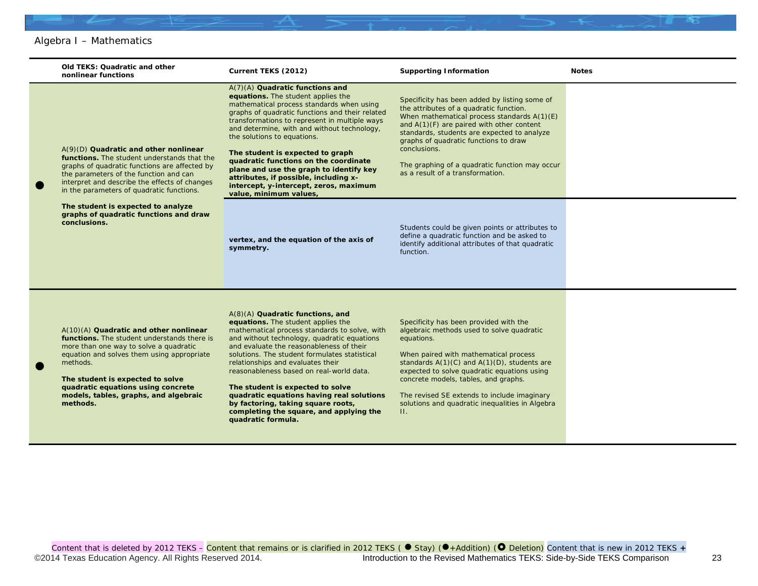Algebra I – Mathematics

| | Old TEKS: Quadratic and other nonlinear functions | Current TEKS (2012) | Supporting Information | Notes |
|---|---|---|---|---|
| ● | A(9)(D) **Quadratic and other nonlinear functions.** The student understands that the graphs of quadratic functions are affected by the parameters of the function and can interpret and describe the effects of changes in the parameters of quadratic functions.<br><br>**The student is expected to analyze graphs of quadratic functions and draw conclusions.** | A(7)(A) **Quadratic functions and equations.** The student applies the mathematical process standards when using graphs of quadratic functions and their related transformations to represent in multiple ways and determine, with and without technology, the solutions to equations.<br><br>**The student is expected to graph quadratic functions on the coordinate plane and use the graph to identify key attributes, if possible, including x-intercept, y-intercept, zeros, maximum value, minimum values,** | Specificity has been added by listing some of the attributes of a quadratic function.<br>When mathematical process standards A(1)(E) and A(1)(F) are paired with other content standards, students are expected to analyze graphs of quadratic functions to draw conclusions.<br><br>The graphing of a quadratic function may occur as a result of a transformation. | |
| | | **vertex, and the equation of the axis of symmetry.** | Students could be given points or attributes to define a quadratic function and be asked to identify additional attributes of that quadratic function. | |
| ● | A(10)(A) **Quadratic and other nonlinear functions.** The student understands there is more than one way to solve a quadratic equation and solves them using appropriate methods.<br><br>**The student is expected to solve quadratic equations using concrete models, tables, graphs, and algebraic methods.** | A(8)(A) **Quadratic functions, and equations.** The student applies the mathematical process standards to solve, with and without technology, quadratic equations and evaluate the reasonableness of their solutions. The student formulates statistical relationships and evaluates their reasonableness based on real-world data.<br><br>**The student is expected to solve quadratic equations having real solutions by factoring, taking square roots, completing the square, and applying the quadratic formula.** | Specificity has been provided with the algebraic methods used to solve quadratic equations.<br><br>When paired with mathematical process standards A(1)(C) and A(1)(D), students are expected to solve quadratic equations using concrete models, tables, and graphs.<br><br>The revised SE extends to include imaginary solutions and quadratic inequalities in Algebra II. | |

Content that is deleted by 2012 TEKS – Content that remains or is clarified in 2012 TEKS ( ● Stay) (●+Addition) (○ Deletion) Content that is new in 2012 TEKS +

©2014 Texas Education Agency. All Rights Reserved 2014. Introduction to the Revised Mathematics TEKS: Side-by-Side TEKS Comparison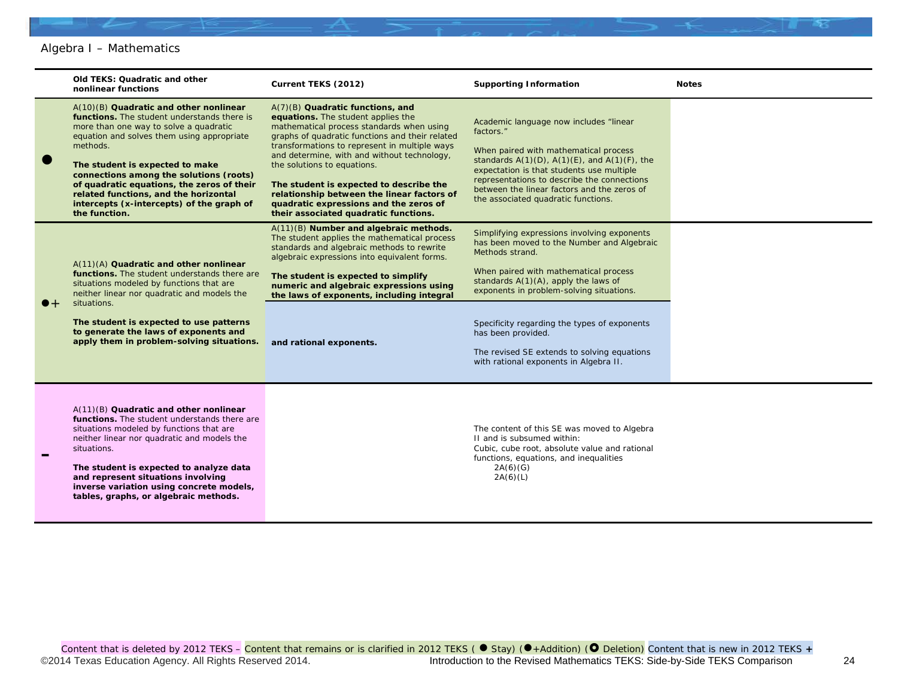Algebra I – Mathematics

| | Old TEKS: Quadratic and other nonlinear functions | Current TEKS (2012) | Supporting Information | Notes |
|---|---|---|---|---|
| ● | A(10)(B) **Quadratic and other nonlinear functions.** The student understands there is more than one way to solve a quadratic equation and solves them using appropriate methods.<br><br>**The student is expected to make connections among the solutions (roots) of quadratic equations, the zeros of their related functions, and the horizontal intercepts (x-intercepts) of the graph of the function.** | A(7)(B) **Quadratic functions, and equations.** The student applies the mathematical process standards when using graphs of quadratic functions and their related transformations to represent in multiple ways and determine, with and without technology, the solutions to equations.<br><br>**The student is expected to describe the relationship between the linear factors of quadratic expressions and the zeros of their associated quadratic functions.** | Academic language now includes "linear factors."<br><br>When paired with mathematical process standards A(1)(D), A(1)(E), and A(1)(F), the expectation is that students use multiple representations to describe the connections between the linear factors and the zeros of the associated quadratic functions. | |
| ●+ | A(11)(A) **Quadratic and other nonlinear functions.** The student understands there are situations modeled by functions that are neither linear nor quadratic and models the situations.<br><br>**The student is expected to use patterns to generate the laws of exponents and apply them in problem-solving situations.** | A(11)(B) **Number and algebraic methods.** The student applies the mathematical process standards and algebraic methods to rewrite algebraic expressions into equivalent forms.<br><br>**The student is expected to simplify numeric and algebraic expressions using the laws of exponents, including integral and rational exponents.** | Simplifying expressions involving exponents has been moved to the Number and Algebraic Methods strand.<br><br>When paired with mathematical process standards A(1)(A), apply the laws of exponents in problem-solving situations.<br><br>Specificity regarding the types of exponents has been provided.<br><br>The revised SE extends to solving equations with rational exponents in Algebra II. | |
| – | A(11)(B) **Quadratic and other nonlinear functions.** The student understands there are situations modeled by functions that are neither linear nor quadratic and models the situations.<br><br>**The student is expected to analyze data and represent situations involving inverse variation using concrete models, tables, graphs, or algebraic methods.** | | The content of this SE was moved to Algebra II and is subsumed within:<br>Cubic, cube root, absolute value and rational functions, equations, and inequalities<br>2A(6)(G)<br>2A(6)(L) | |

Content that is deleted by 2012 TEKS – Content that remains or is clarified in 2012 TEKS ( ● Stay) (●+Addition) (○ Deletion) Content that is new in 2012 TEKS +

©2014 Texas Education Agency. All Rights Reserved 2014. Introduction to the Revised Mathematics TEKS: Side-by-Side TEKS Comparison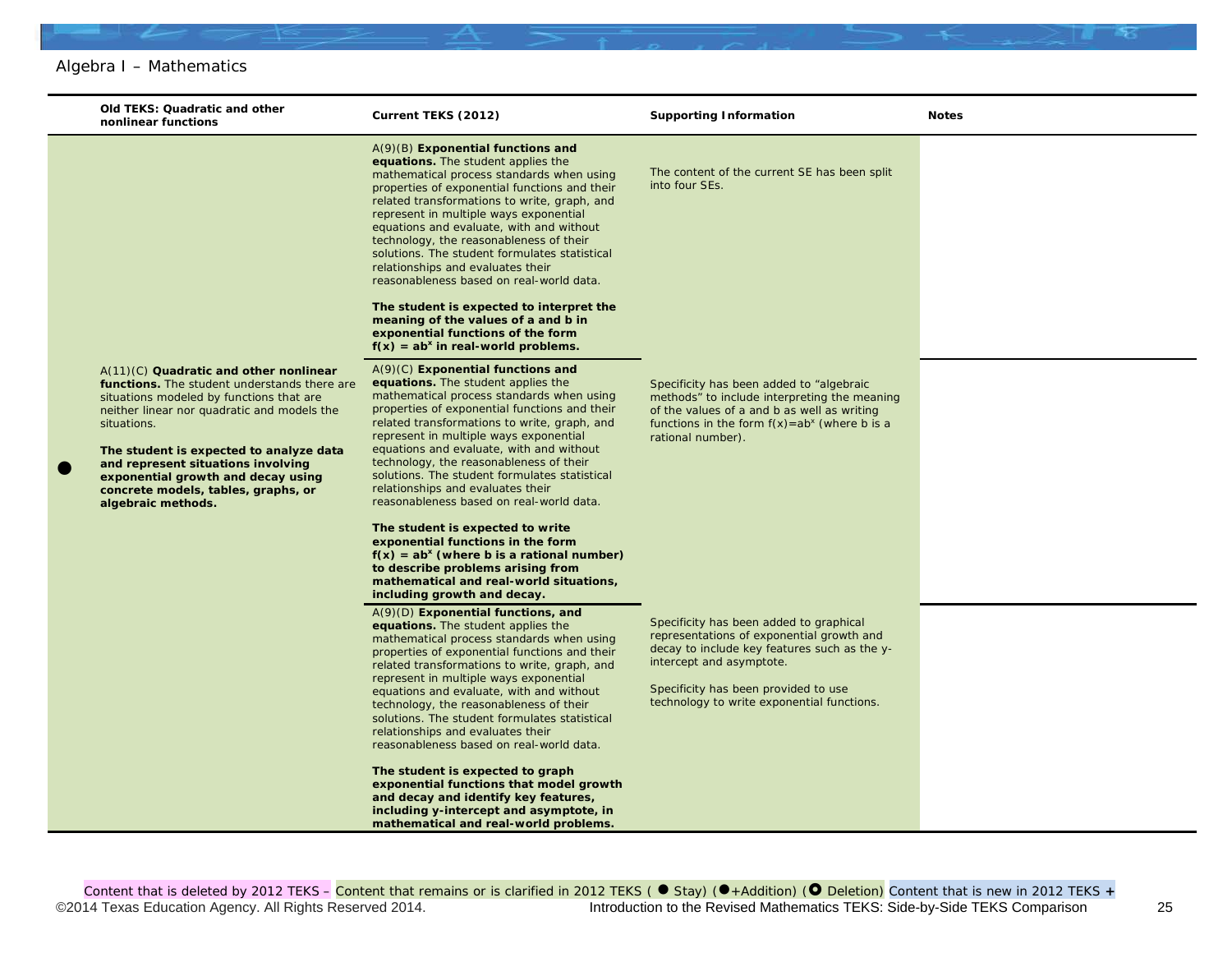Algebra I – Mathematics

| | Old TEKS: Quadratic and other nonlinear functions | Current TEKS (2012) | Supporting Information | Notes |
|---|---|---|---|---|
| ● | A(11)(C) **Quadratic and other nonlinear functions.** The student understands there are situations modeled by functions that are neither linear nor quadratic and models the situations. **The student is expected to analyze data and represent situations involving exponential growth and decay using concrete models, tables, graphs, or algebraic methods.** | A(9)(B) **Exponential functions and equations.** The student applies the mathematical process standards when using properties of exponential functions and their related transformations to write, graph, and represent in multiple ways exponential equations and evaluate, with and without technology, the reasonableness of their solutions. The student formulates statistical relationships and evaluates their reasonableness based on real-world data. **The student is expected to interpret the meaning of the values of a and b in exponential functions of the form $f(x) = ab^x$ in real-world problems.** | The content of the current SE has been split into four SEs. | |
| | | A(9)(C) **Exponential functions and equations.** The student applies the mathematical process standards when using properties of exponential functions and their related transformations to write, graph, and represent in multiple ways exponential equations and evaluate, with and without technology, the reasonableness of their solutions. The student formulates statistical relationships and evaluates their reasonableness based on real-world data. **The student is expected to write exponential functions in the form $f(x) = ab^x$ (where b is a rational number) to describe problems arising from mathematical and real-world situations, including growth and decay.** | Specificity has been added to "algebraic methods" to include interpreting the meaning of the values of a and b as well as writing functions in the form $f(x)=ab^x$ (where b is a rational number). | |
| | | A(9)(D) **Exponential functions, and equations.** The student applies the mathematical process standards when using properties of exponential functions and their related transformations to write, graph, and represent in multiple ways exponential equations and evaluate, with and without technology, the reasonableness of their solutions. The student formulates statistical relationships and evaluates their reasonableness based on real-world data. **The student is expected to graph exponential functions that model growth and decay and identify key features, including y-intercept and asymptote, in mathematical and real-world problems.** | Specificity has been added to graphical representations of exponential growth and decay to include key features such as the y-intercept and asymptote. Specificity has been provided to use technology to write exponential functions. | |

Content that is deleted by 2012 TEKS – Content that remains or is clarified in 2012 TEKS ( ● Stay) (●+Addition) (**O** Deletion) Content that is new in 2012 TEKS +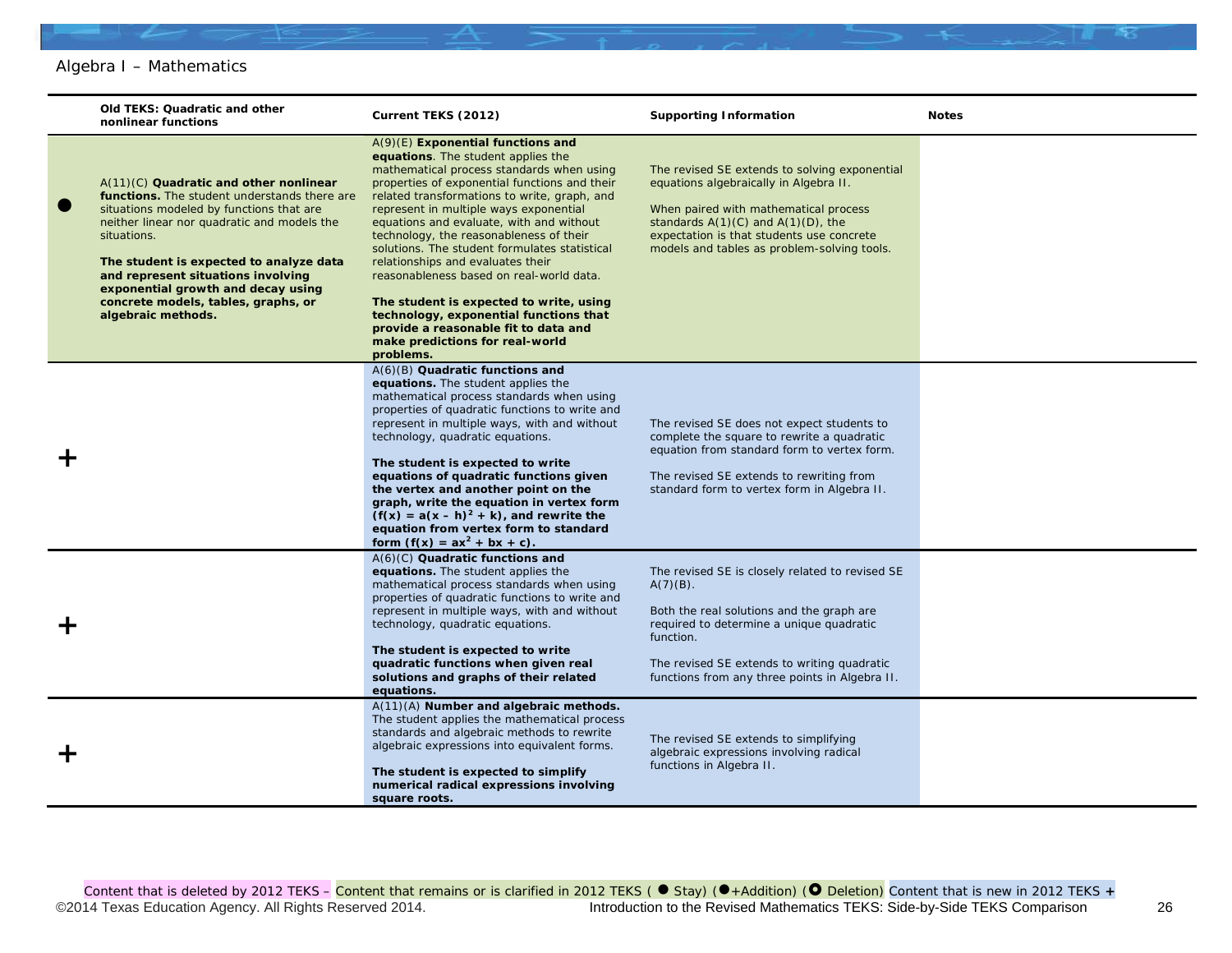Algebra I – Mathematics

| | Old TEKS: Quadratic and other nonlinear functions | Current TEKS (2012) | Supporting Information | Notes |
|---|---|---|---|---|
| ● | A(11)(C) **Quadratic and other nonlinear functions.** The student understands there are situations modeled by functions that are neither linear nor quadratic and models the situations. **The student is expected to analyze data and represent situations involving exponential growth and decay using concrete models, tables, graphs, or algebraic methods.** | A(9)(E) **Exponential functions and equations**. The student applies the mathematical process standards when using properties of exponential functions and their related transformations to write, graph, and represent in multiple ways exponential equations and evaluate, with and without technology, the reasonableness of their solutions. The student formulates statistical relationships and evaluates their reasonableness based on real-world data. **The student is expected to write, using technology, exponential functions that provide a reasonable fit to data and make predictions for real-world problems.** | The revised SE extends to solving exponential equations algebraically in Algebra II. When paired with mathematical process standards A(1)(C) and A(1)(D), the expectation is that students use concrete models and tables as problem-solving tools. | |
| + | | A(6)(B) **Quadratic functions and equations.** The student applies the mathematical process standards when using properties of quadratic functions to write and represent in multiple ways, with and without technology, quadratic equations. **The student is expected to write equations of quadratic functions given the vertex and another point on the graph, write the equation in vertex form ($f(x) = a(x – h)^2 + k$), and rewrite the equation from vertex form to standard form ($f(x) = ax^2 + bx + c$).** | The revised SE does not expect students to complete the square to rewrite a quadratic equation from standard form to vertex form. The revised SE extends to rewriting from standard form to vertex form in Algebra II. | |
| + | | A(6)(C) **Quadratic functions and equations.** The student applies the mathematical process standards when using properties of quadratic functions to write and represent in multiple ways, with and without technology, quadratic equations. **The student is expected to write quadratic functions when given real solutions and graphs of their related equations.** | The revised SE is closely related to revised SE A(7)(B). Both the real solutions and the graph are required to determine a unique quadratic function. The revised SE extends to writing quadratic functions from any three points in Algebra II. | |
| + | | A(11)(A) **Number and algebraic methods.** The student applies the mathematical process standards and algebraic methods to rewrite algebraic expressions into equivalent forms. **The student is expected to simplify numerical radical expressions involving square roots.** | The revised SE extends to simplifying algebraic expressions involving radical functions in Algebra II. | |

Content that is deleted by 2012 TEKS – Content that remains or is clarified in 2012 TEKS ( ● Stay) (●+Addition) (○ Deletion) Content that is new in 2012 TEKS +

©2014 Texas Education Agency. All Rights Reserved 2014. Introduction to the Revised Mathematics TEKS: Side-by-Side TEKS Comparison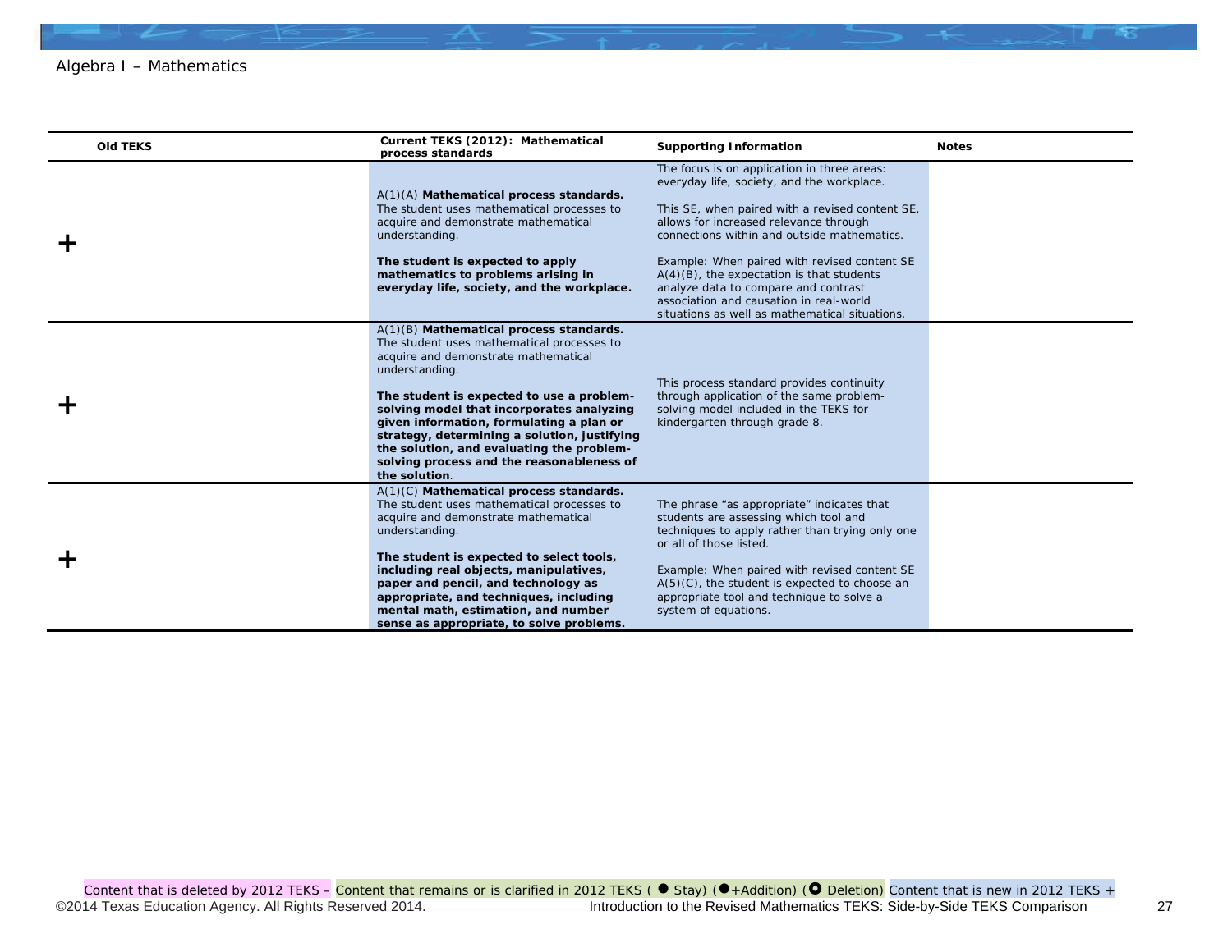Algebra I – Mathematics

| Old TEKS | Current TEKS (2012): Mathematical process standards | Supporting Information | Notes |
|---|---|---|---|
| + | A(1)(A) **Mathematical process standards.** The student uses mathematical processes to acquire and demonstrate mathematical understanding.<br><br>**The student is expected to apply mathematics to problems arising in everyday life, society, and the workplace.** | The focus is on application in three areas: everyday life, society, and the workplace.<br><br>This SE, when paired with a revised content SE, allows for increased relevance through connections within and outside mathematics.<br><br>Example: When paired with revised content SE A(4)(B), the expectation is that students analyze data to compare and contrast association and causation in real-world situations as well as mathematical situations. | |
| + | A(1)(B) **Mathematical process standards.** The student uses mathematical processes to acquire and demonstrate mathematical understanding.<br><br>**The student is expected to use a problem-solving model that incorporates analyzing given information, formulating a plan or strategy, determining a solution, justifying the solution, and evaluating the problem-solving process and the reasonableness of the solution**. | This process standard provides continuity through application of the same problem-solving model included in the TEKS for kindergarten through grade 8. | |
| + | A(1)(C) **Mathematical process standards.** The student uses mathematical processes to acquire and demonstrate mathematical understanding.<br><br>**The student is expected to select tools, including real objects, manipulatives, paper and pencil, and technology as appropriate, and techniques, including mental math, estimation, and number sense as appropriate, to solve problems.** | The phrase "as appropriate" indicates that students are assessing which tool and techniques to apply rather than trying only one or all of those listed.<br><br>Example: When paired with revised content SE A(5)(C), the student is expected to choose an appropriate tool and technique to solve a system of equations. | |

Content that is deleted by 2012 TEKS – Content that remains or is clarified in 2012 TEKS ( ● Stay) (●+Addition) (○ Deletion) Content that is new in 2012 TEKS +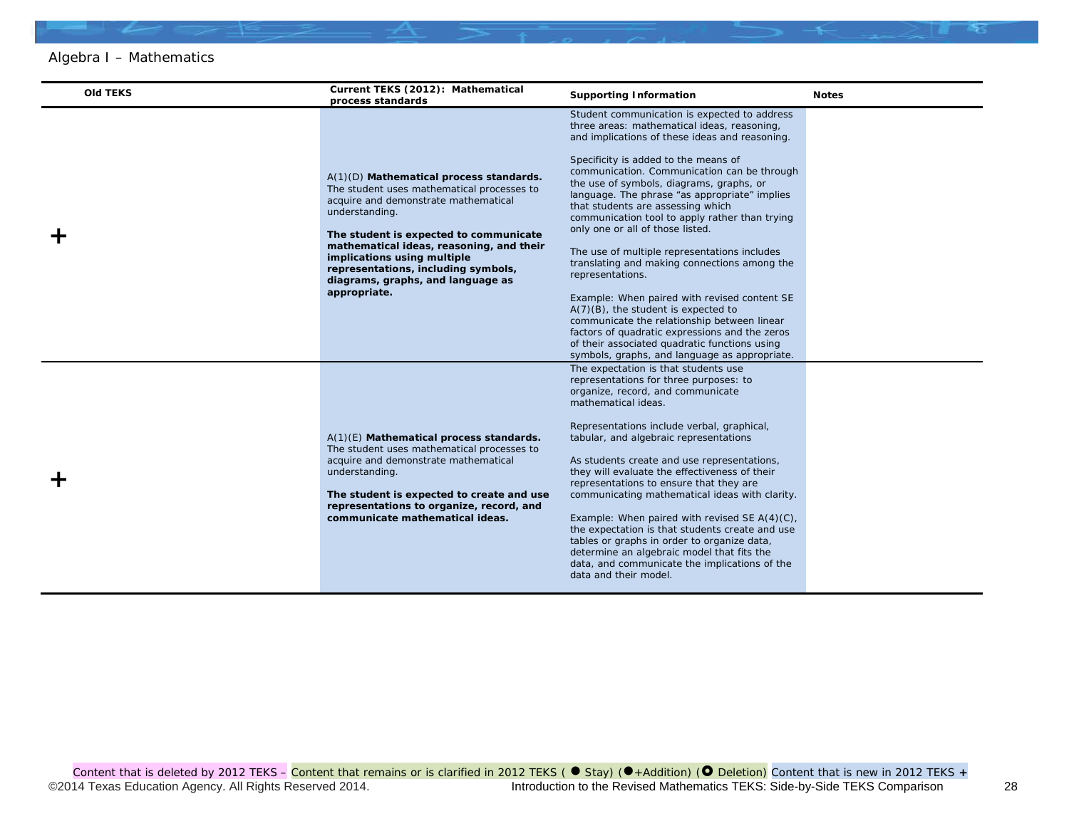Algebra I – Mathematics

| Old TEKS | Current TEKS (2012): Mathematical process standards | Supporting Information | Notes |
|---|---|---|---|
| + | A(1)(D) **Mathematical process standards.** The student uses mathematical processes to acquire and demonstrate mathematical understanding.<br><br>**The student is expected to communicate mathematical ideas, reasoning, and their implications using multiple representations, including symbols, diagrams, graphs, and language as appropriate.** | Student communication is expected to address three areas: mathematical ideas, reasoning, and implications of these ideas and reasoning.<br><br>Specificity is added to the means of communication. Communication can be through the use of symbols, diagrams, graphs, or language. The phrase "as appropriate" implies that students are assessing which communication tool to apply rather than trying only one or all of those listed.<br><br>The use of multiple representations includes translating and making connections among the representations.<br><br>Example: When paired with revised content SE A(7)(B), the student is expected to communicate the relationship between linear factors of quadratic expressions and the zeros of their associated quadratic functions using symbols, graphs, and language as appropriate. | |
| + | A(1)(E) **Mathematical process standards.** The student uses mathematical processes to acquire and demonstrate mathematical understanding.<br><br>**The student is expected to create and use representations to organize, record, and communicate mathematical ideas.** | The expectation is that students use representations for three purposes: to organize, record, and communicate mathematical ideas.<br><br>Representations include verbal, graphical, tabular, and algebraic representations<br><br>As students create and use representations, they will evaluate the effectiveness of their representations to ensure that they are communicating mathematical ideas with clarity.<br><br>Example: When paired with revised SE A(4)(C), the expectation is that students create and use tables or graphs in order to organize data, determine an algebraic model that fits the data, and communicate the implications of the data and their model. | |

Content that is deleted by 2012 TEKS – Content that remains or is clarified in 2012 TEKS ( ● Stay) (●+Addition) (⭘ Deletion) Content that is new in 2012 TEKS +

©2014 Texas Education Agency. All Rights Reserved 2014. Introduction to the Revised Mathematics TEKS: Side-by-Side TEKS Comparison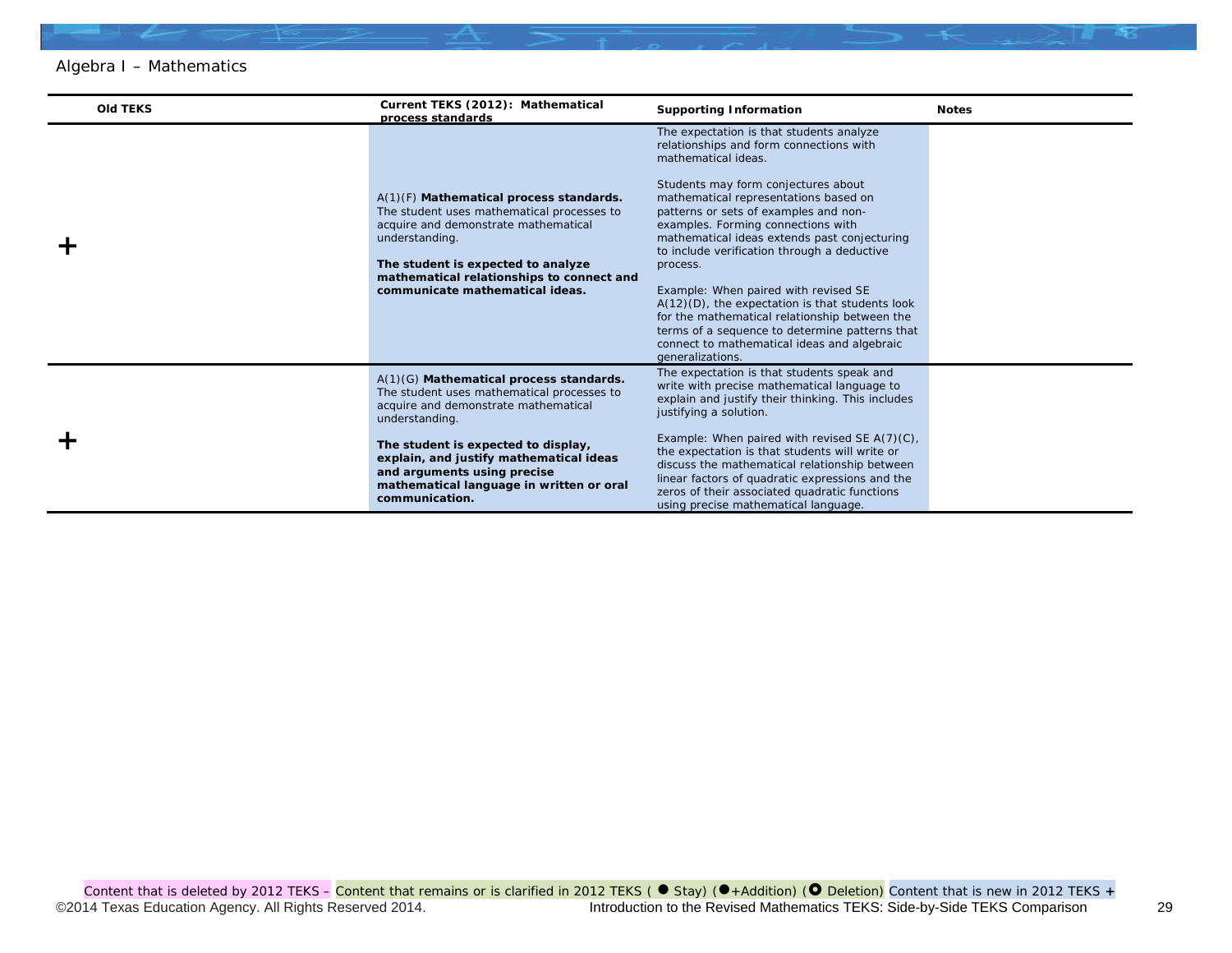Algebra I – Mathematics

| Old TEKS | Current TEKS (2012): Mathematical process standards | Supporting Information | Notes |
|---|---|---|---|
| + | A(1)(F) **Mathematical process standards.** The student uses mathematical processes to acquire and demonstrate mathematical understanding.<br><br>**The student is expected to analyze mathematical relationships to connect and communicate mathematical ideas.** | The expectation is that students analyze relationships and form connections with mathematical ideas.<br><br>Students may form conjectures about mathematical representations based on patterns or sets of examples and non-examples. Forming connections with mathematical ideas extends past conjecturing to include verification through a deductive process.<br><br>Example: When paired with revised SE A(12)(D), the expectation is that students look for the mathematical relationship between the terms of a sequence to determine patterns that connect to mathematical ideas and algebraic generalizations. | |
| + | A(1)(G) **Mathematical process standards.** The student uses mathematical processes to acquire and demonstrate mathematical understanding.<br><br>**The student is expected to display, explain, and justify mathematical ideas and arguments using precise mathematical language in written or oral communication.** | The expectation is that students speak and write with precise mathematical language to explain and justify their thinking. This includes justifying a solution.<br><br>Example: When paired with revised SE A(7)(C), the expectation is that students will write or discuss the mathematical relationship between linear factors of quadratic expressions and the zeros of their associated quadratic functions using precise mathematical language. | |

Content that is deleted by 2012 TEKS – Content that remains or is clarified in 2012 TEKS ( ● Stay) (●+Addition) (○ Deletion) Content that is new in 2012 TEKS +

©2014 Texas Education Agency. All Rights Reserved 2014. Introduction to the Revised Mathematics TEKS: Side-by-Side TEKS Comparison